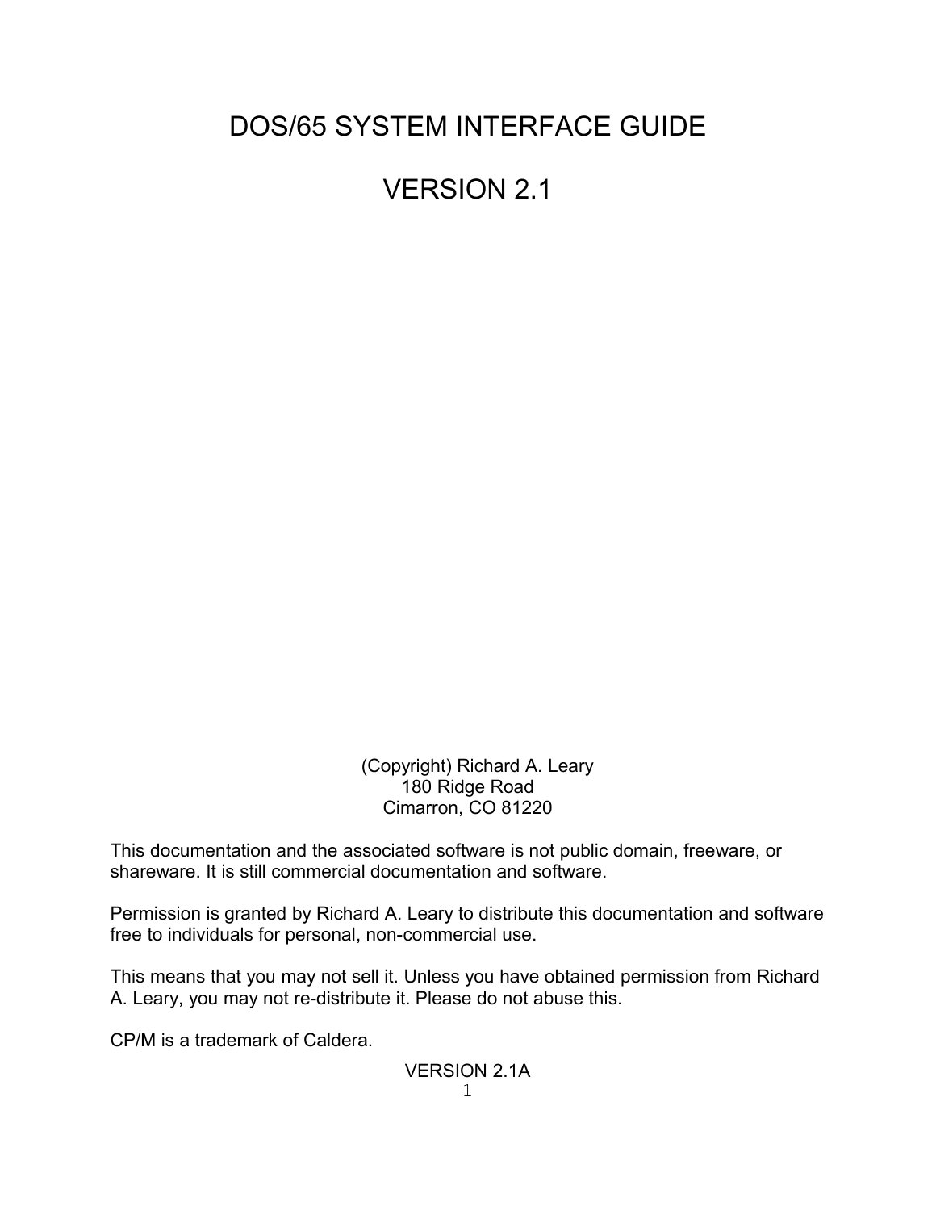# DOS/65 SYSTEM INTERFACE GUIDE

# VERSION 2.1

(Copyright) Richard A. Leary
180 Ridge Road
Cimarron, CO 81220

This documentation and the associated software is not public domain, freeware, or shareware. It is still commercial documentation and software.

Permission is granted by Richard A. Leary to distribute this documentation and software free to individuals for personal, non-commercial use.

This means that you may not sell it. Unless you have obtained permission from Richard A. Leary, you may not re-distribute it. Please do not abuse this.

CP/M is a trademark of Caldera.

VERSION 2.1A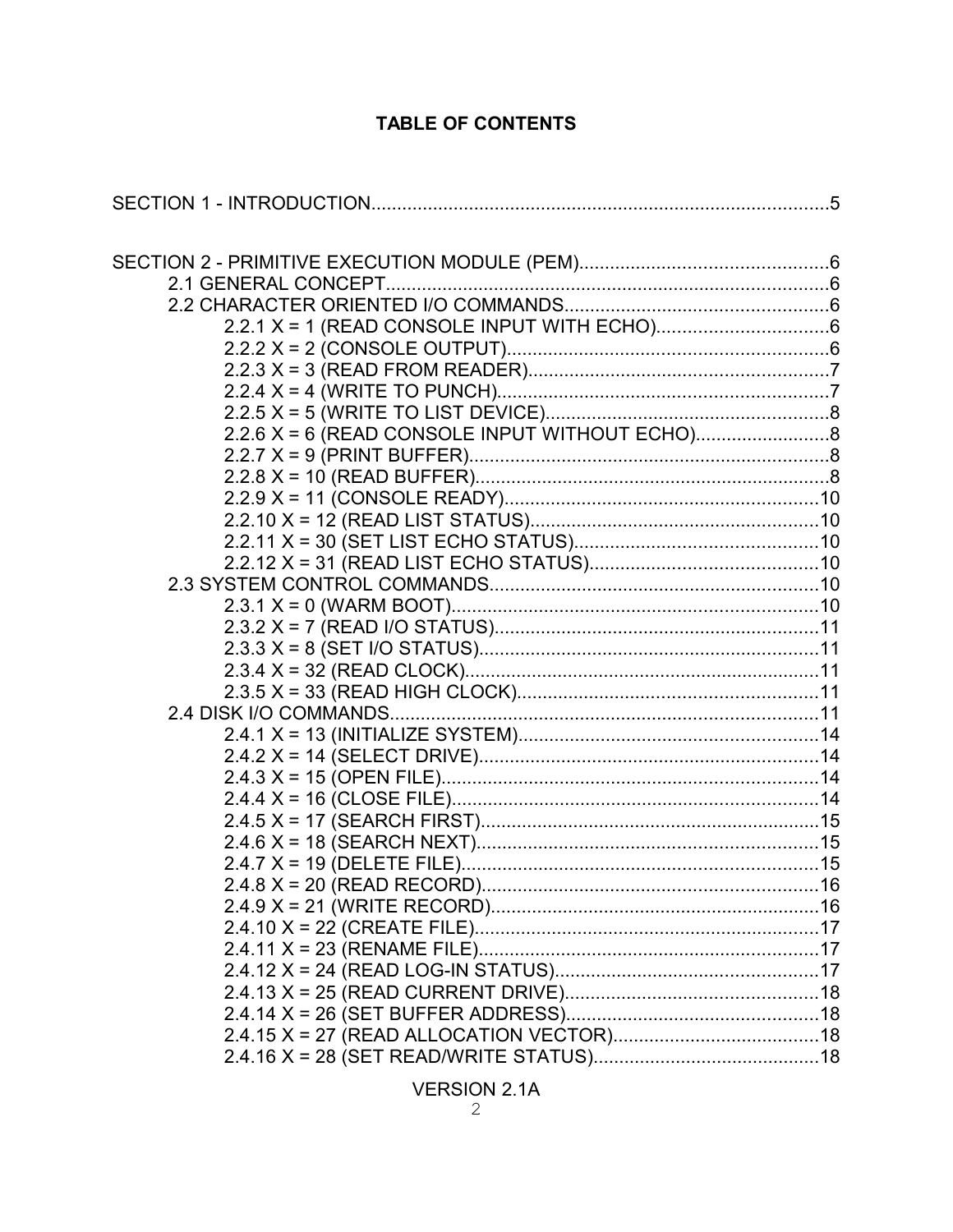# TABLE OF CONTENTS

SECTION 1 - INTRODUCTION....................5

SECTION 2 - PRIMITIVE EXECUTION MODULE (PEM)....................6
- 2.1 GENERAL CONCEPT....................6
- 2.2 CHARACTER ORIENTED I/O COMMANDS....................6
  - 2.2.1 X = 1 (READ CONSOLE INPUT WITH ECHO)....................6
  - 2.2.2 X = 2 (CONSOLE OUTPUT)....................6
  - 2.2.3 X = 3 (READ FROM READER)....................7
  - 2.2.4 X = 4 (WRITE TO PUNCH)....................7
  - 2.2.5 X = 5 (WRITE TO LIST DEVICE)....................8
  - 2.2.6 X = 6 (READ CONSOLE INPUT WITHOUT ECHO)....................8
  - 2.2.7 X = 9 (PRINT BUFFER)....................8
  - 2.2.8 X = 10 (READ BUFFER)....................8
  - 2.2.9 X = 11 (CONSOLE READY)....................10
  - 2.2.10 X = 12 (READ LIST STATUS)....................10
  - 2.2.11 X = 30 (SET LIST ECHO STATUS)....................10
  - 2.2.12 X = 31 (READ LIST ECHO STATUS)....................10
- 2.3 SYSTEM CONTROL COMMANDS....................10
  - 2.3.1 X = 0 (WARM BOOT)....................10
  - 2.3.2 X = 7 (READ I/O STATUS)....................11
  - 2.3.3 X = 8 (SET I/O STATUS)....................11
  - 2.3.4 X = 32 (READ CLOCK)....................11
  - 2.3.5 X = 33 (READ HIGH CLOCK)....................11
- 2.4 DISK I/O COMMANDS....................11
  - 2.4.1 X = 13 (INITIALIZE SYSTEM)....................14
  - 2.4.2 X = 14 (SELECT DRIVE)....................14
  - 2.4.3 X = 15 (OPEN FILE)....................14
  - 2.4.4 X = 16 (CLOSE FILE)....................14
  - 2.4.5 X = 17 (SEARCH FIRST)....................15
  - 2.4.6 X = 18 (SEARCH NEXT)....................15
  - 2.4.7 X = 19 (DELETE FILE)....................15
  - 2.4.8 X = 20 (READ RECORD)....................16
  - 2.4.9 X = 21 (WRITE RECORD)....................16
  - 2.4.10 X = 22 (CREATE FILE)....................17
  - 2.4.11 X = 23 (RENAME FILE)....................17
  - 2.4.12 X = 24 (READ LOG-IN STATUS)....................17
  - 2.4.13 X = 25 (READ CURRENT DRIVE)....................18
  - 2.4.14 X = 26 (SET BUFFER ADDRESS)....................18
  - 2.4.15 X = 27 (READ ALLOCATION VECTOR)....................18
  - 2.4.16 X = 28 (SET READ/WRITE STATUS)....................18

VERSION 2.1A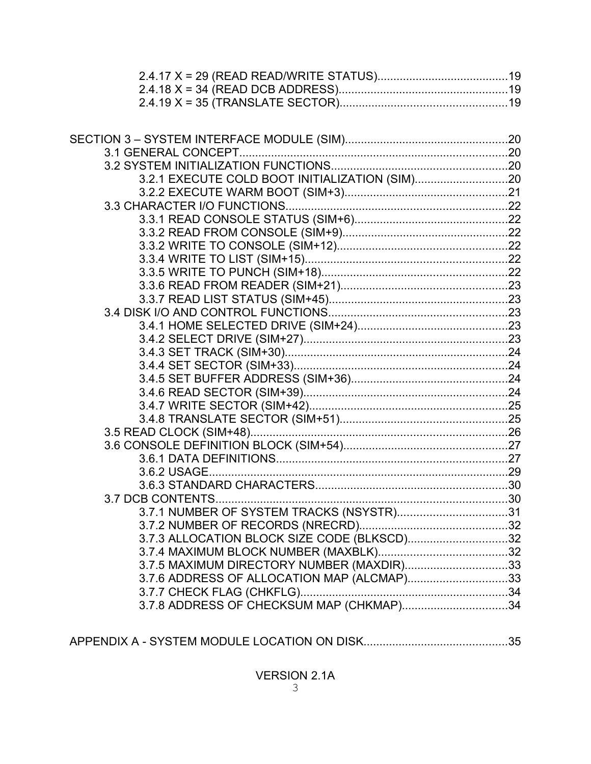2.4.17 X = 29 (READ READ/WRITE STATUS)....................................19
2.4.18 X = 34 (READ DCB ADDRESS)..........................................19
2.4.19 X = 35 (TRANSLATE SECTOR)..........................................19

SECTION 3 – SYSTEM INTERFACE MODULE (SIM)....................................20
3.1 GENERAL CONCEPT....................................................20
3.2 SYSTEM INITIALIZATION FUNCTIONS....................................20
3.2.1 EXECUTE COLD BOOT INITIALIZATION (SIM)............................20
3.2.2 EXECUTE WARM BOOT (SIM+3)........................................21
3.3 CHARACTER I/O FUNCTIONS............................................22
3.3.1 READ CONSOLE STATUS (SIM+6)......................................22
3.3.2 READ FROM CONSOLE (SIM+9)........................................22
3.3.2 WRITE TO CONSOLE (SIM+12)........................................22
3.3.4 WRITE TO LIST (SIM+15)............................................22
3.3.5 WRITE TO PUNCH (SIM+18)..........................................22
3.3.6 READ FROM READER (SIM+21)........................................23
3.3.7 READ LIST STATUS (SIM+45)........................................23
3.4 DISK I/O AND CONTROL FUNCTIONS.....................................23
3.4.1 HOME SELECTED DRIVE (SIM+24)......................................23
3.4.2 SELECT DRIVE (SIM+27)............................................23
3.4.3 SET TRACK (SIM+30)................................................24
3.4.4 SET SECTOR (SIM+33)..............................................24
3.4.5 SET BUFFER ADDRESS (SIM+36)......................................24
3.4.6 READ SECTOR (SIM+39)..............................................24
3.4.7 WRITE SECTOR (SIM+42)............................................25
3.4.8 TRANSLATE SECTOR (SIM+51)........................................25
3.5 READ CLOCK (SIM+48)................................................26
3.6 CONSOLE DEFINITION BLOCK (SIM+54)..................................27
3.6.1 DATA DEFINITIONS..................................................27
3.6.2 USAGE..............................................................29
3.6.3 STANDARD CHARACTERS..............................................30
3.7 DCB CONTENTS........................................................30
3.7.1 NUMBER OF SYSTEM TRACKS (NSYSTR)..................................31
3.7.2 NUMBER OF RECORDS (NRECRD)........................................32
3.7.3 ALLOCATION BLOCK SIZE CODE (BLKSCD)..............................32
3.7.4 MAXIMUM BLOCK NUMBER (MAXBLK)......................................32
3.7.5 MAXIMUM DIRECTORY NUMBER (MAXDIR)................................33
3.7.6 ADDRESS OF ALLOCATION MAP (ALCMAP)...............................33
3.7.7 CHECK FLAG (CHKFLG)................................................34
3.7.8 ADDRESS OF CHECKSUM MAP (CHKMAP)..................................34

APPENDIX A - SYSTEM MODULE LOCATION ON DISK.............................35

VERSION 2.1A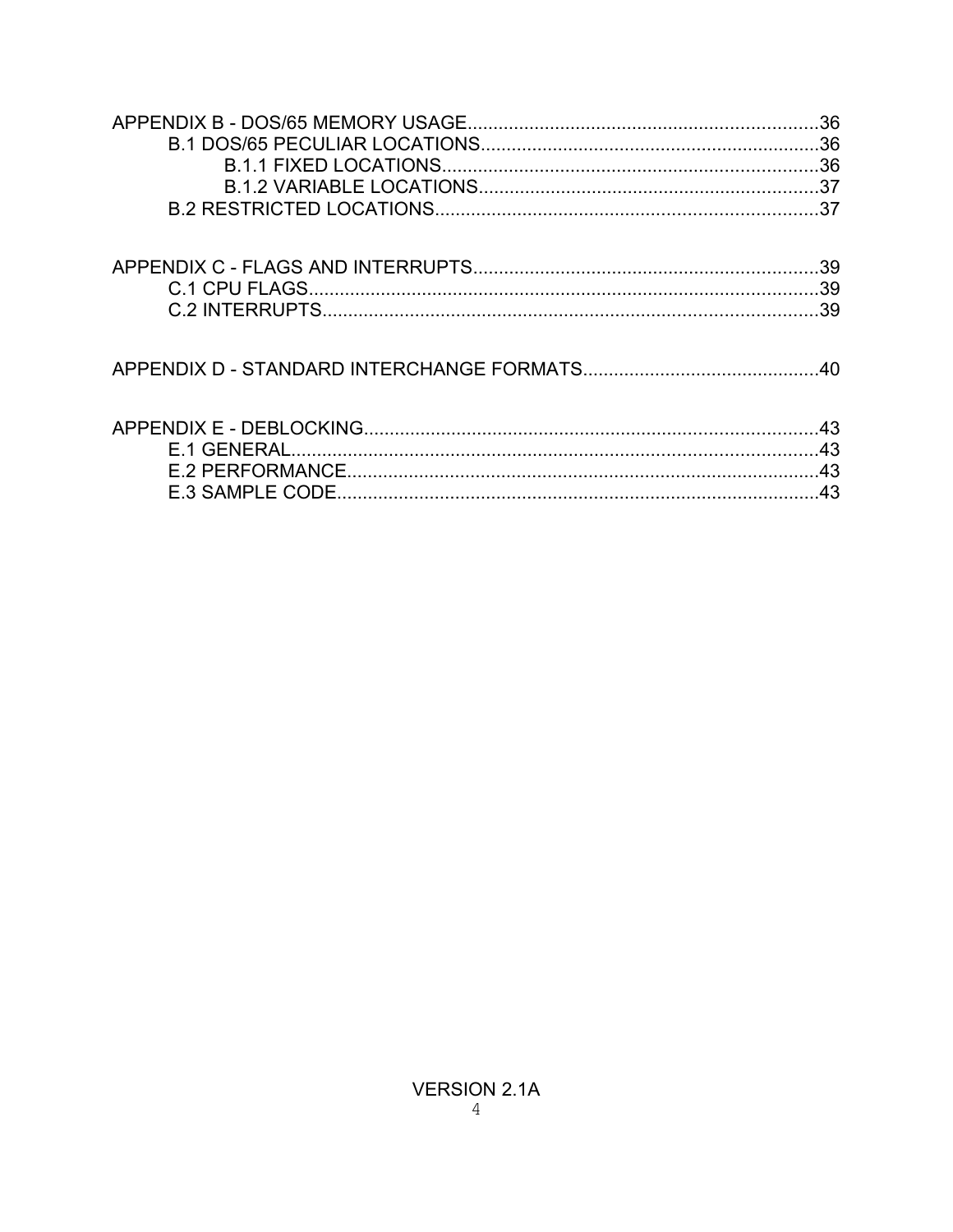APPENDIX B - DOS/65 MEMORY USAGE....................................................................36
    B.1 DOS/65 PECULIAR LOCATIONS..................................................................36
        B.1.1 FIXED LOCATIONS.........................................................................36
        B.1.2 VARIABLE LOCATIONS..................................................................37
    B.2 RESTRICTED LOCATIONS..........................................................................37

APPENDIX C - FLAGS AND INTERRUPTS...................................................................39
    C.1 CPU FLAGS..................................................................................................39
    C.2 INTERRUPTS................................................................................................39

APPENDIX D - STANDARD INTERCHANGE FORMATS.............................................40

APPENDIX E - DEBLOCKING........................................................................................43
    E.1 GENERAL......................................................................................................43
    E.2 PERFORMANCE...........................................................................................43
    E.3 SAMPLE CODE.............................................................................................43

VERSION 2.1A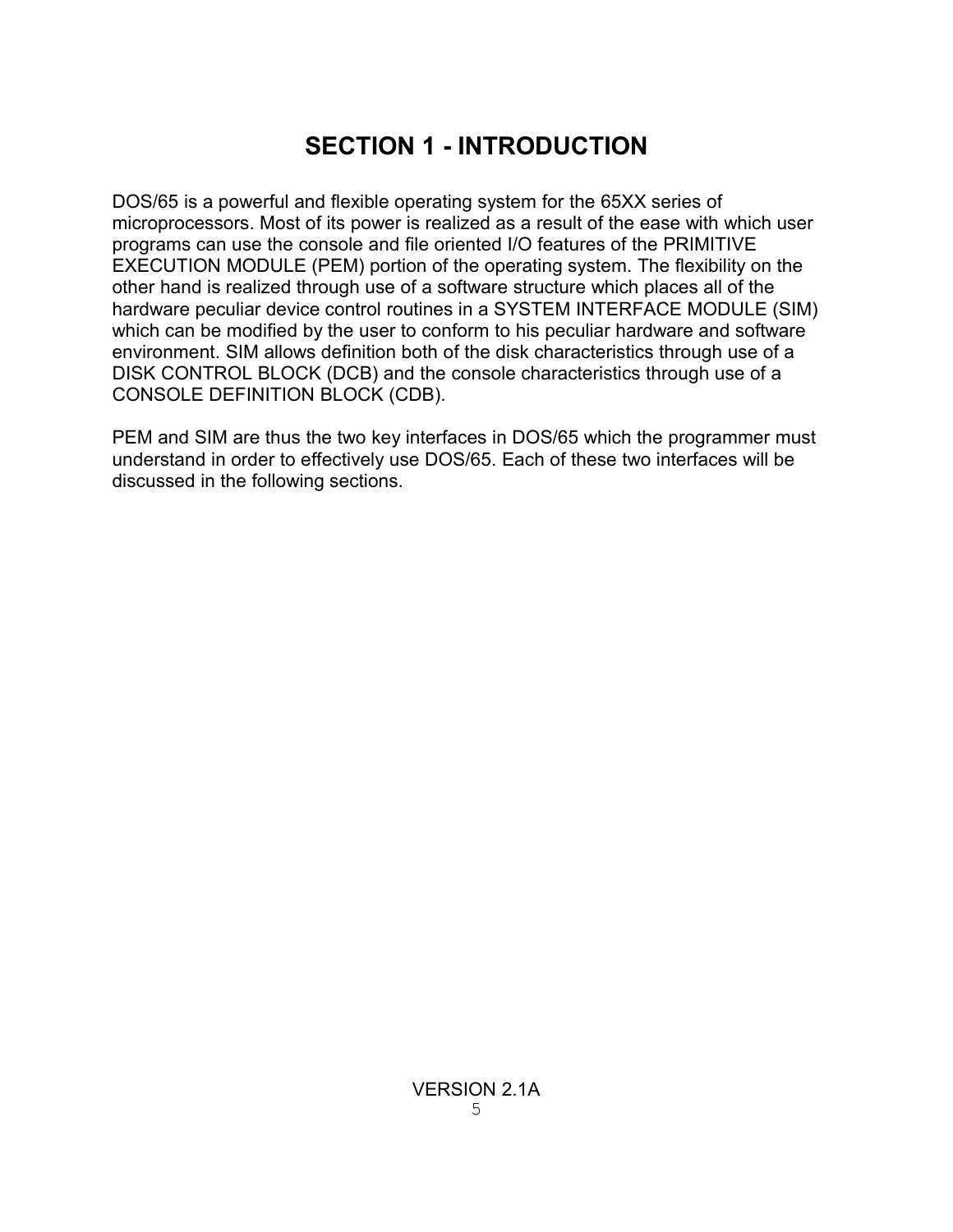# SECTION 1 - INTRODUCTION

DOS/65 is a powerful and flexible operating system for the 65XX series of microprocessors. Most of its power is realized as a result of the ease with which user programs can use the console and file oriented I/O features of the PRIMITIVE EXECUTION MODULE (PEM) portion of the operating system. The flexibility on the other hand is realized through use of a software structure which places all of the hardware peculiar device control routines in a SYSTEM INTERFACE MODULE (SIM) which can be modified by the user to conform to his peculiar hardware and software environment. SIM allows definition both of the disk characteristics through use of a DISK CONTROL BLOCK (DCB) and the console characteristics through use of a CONSOLE DEFINITION BLOCK (CDB).

PEM and SIM are thus the two key interfaces in DOS/65 which the programmer must understand in order to effectively use DOS/65. Each of these two interfaces will be discussed in the following sections.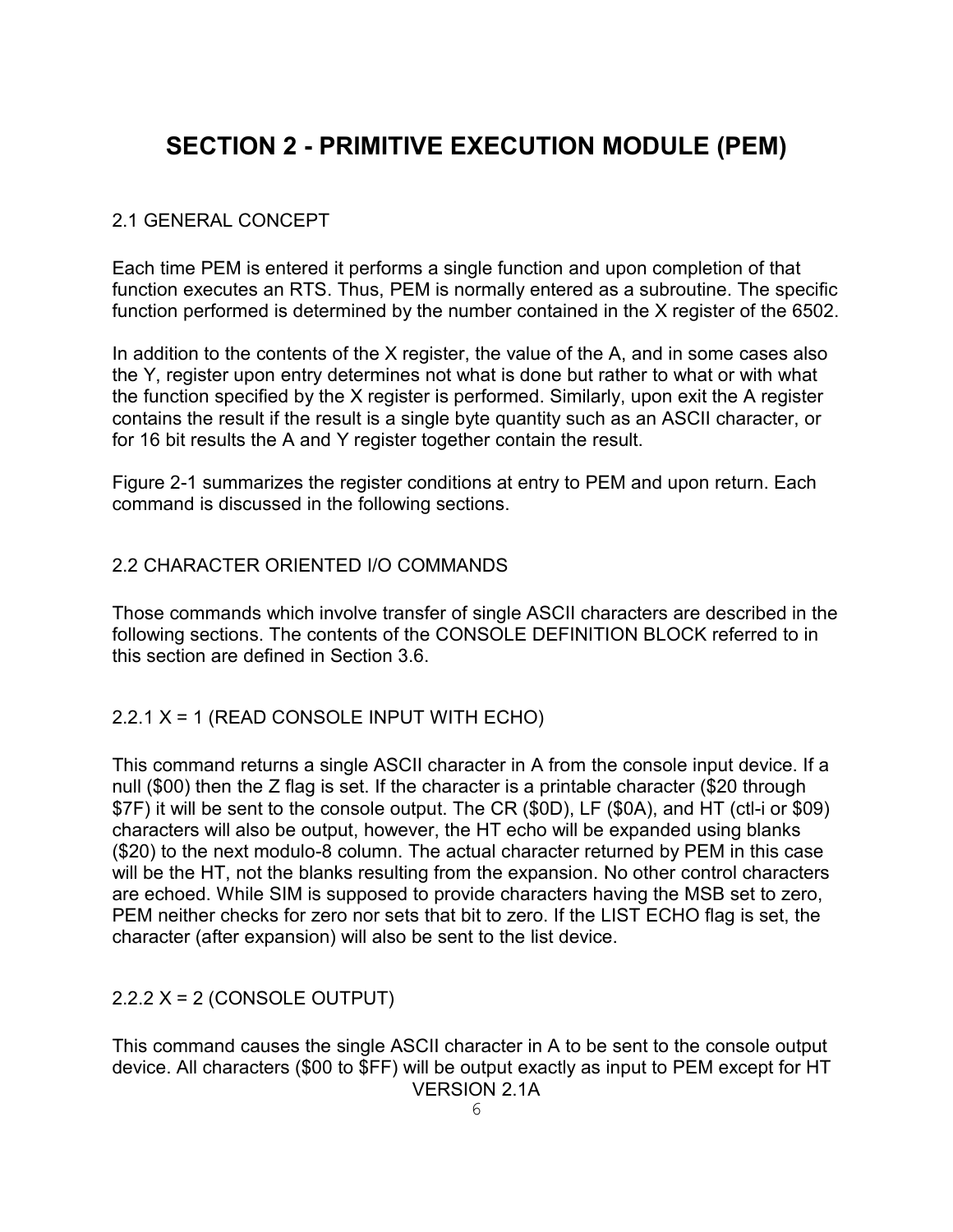# SECTION 2 - PRIMITIVE EXECUTION MODULE (PEM)

## 2.1 GENERAL CONCEPT

Each time PEM is entered it performs a single function and upon completion of that function executes an RTS. Thus, PEM is normally entered as a subroutine. The specific function performed is determined by the number contained in the X register of the 6502.

In addition to the contents of the X register, the value of the A, and in some cases also the Y, register upon entry determines not what is done but rather to what or with what the function specified by the X register is performed. Similarly, upon exit the A register contains the result if the result is a single byte quantity such as an ASCII character, or for 16 bit results the A and Y register together contain the result.

Figure 2-1 summarizes the register conditions at entry to PEM and upon return. Each command is discussed in the following sections.

## 2.2 CHARACTER ORIENTED I/O COMMANDS

Those commands which involve transfer of single ASCII characters are described in the following sections. The contents of the CONSOLE DEFINITION BLOCK referred to in this section are defined in Section 3.6.

### 2.2.1 X = 1 (READ CONSOLE INPUT WITH ECHO)

This command returns a single ASCII character in A from the console input device. If a null ($00) then the Z flag is set. If the character is a printable character ($20 through $7F) it will be sent to the console output. The CR ($0D), LF ($0A), and HT (ctl-i or $09) characters will also be output, however, the HT echo will be expanded using blanks ($20) to the next modulo-8 column. The actual character returned by PEM in this case will be the HT, not the blanks resulting from the expansion. No other control characters are echoed. While SIM is supposed to provide characters having the MSB set to zero, PEM neither checks for zero nor sets that bit to zero. If the LIST ECHO flag is set, the character (after expansion) will also be sent to the list device.

### 2.2.2 X = 2 (CONSOLE OUTPUT)

This command causes the single ASCII character in A to be sent to the console output device. All characters ($00 to $FF) will be output exactly as input to PEM except for HT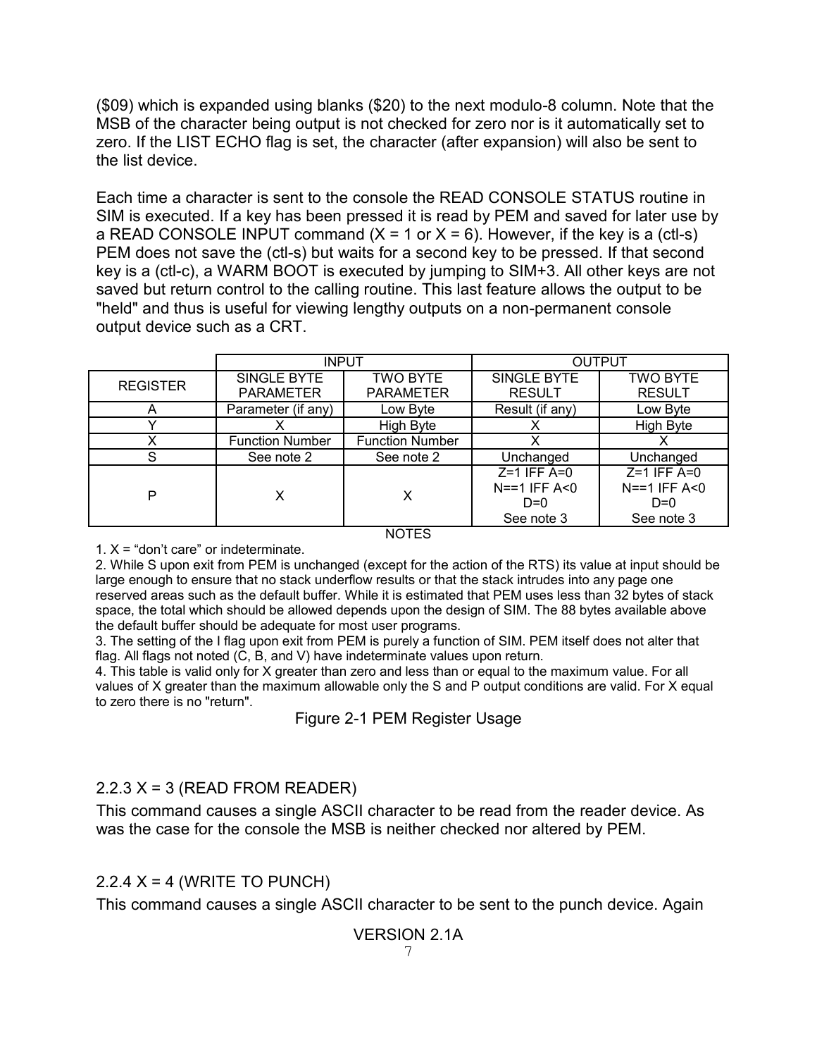($09) which is expanded using blanks ($20) to the next modulo-8 column. Note that the MSB of the character being output is not checked for zero nor is it automatically set to zero. If the LIST ECHO flag is set, the character (after expansion) will also be sent to the list device.

Each time a character is sent to the console the READ CONSOLE STATUS routine in SIM is executed. If a key has been pressed it is read by PEM and saved for later use by a READ CONSOLE INPUT command (X = 1 or X = 6). However, if the key is a (ctl-s) PEM does not save the (ctl-s) but waits for a second key to be pressed. If that second key is a (ctl-c), a WARM BOOT is executed by jumping to SIM+3. All other keys are not saved but return control to the calling routine. This last feature allows the output to be "held" and thus is useful for viewing lengthy outputs on a non-permanent console output device such as a CRT.

| | INPUT | | OUTPUT | |
|---|---|---|---|---|
| REGISTER | SINGLE BYTE PARAMETER | TWO BYTE PARAMETER | SINGLE BYTE RESULT | TWO BYTE RESULT |
| A | Parameter (if any) | Low Byte | Result (if any) | Low Byte |
| Y | X | High Byte | X | High Byte |
| X | Function Number | Function Number | X | X |
| S | See note 2 | See note 2 | Unchanged | Unchanged |
| P | X | X | Z=1 IFF A=0<br>N==1 IFF A<0<br>D=0<br>See note 3 | Z=1 IFF A=0<br>N==1 IFF A<0<br>D=0<br>See note 3 |

NOTES

1. X = "don't care" or indeterminate.
2. While S upon exit from PEM is unchanged (except for the action of the RTS) its value at input should be large enough to ensure that no stack underflow results or that the stack intrudes into any page one reserved areas such as the default buffer. While it is estimated that PEM uses less than 32 bytes of stack space, the total which should be allowed depends upon the design of SIM. The 88 bytes available above the default buffer should be adequate for most user programs.
3. The setting of the I flag upon exit from PEM is purely a function of SIM. PEM itself does not alter that flag. All flags not noted (C, B, and V) have indeterminate values upon return.
4. This table is valid only for X greater than zero and less than or equal to the maximum value. For all values of X greater than the maximum allowable only the S and P output conditions are valid. For X equal to zero there is no "return".

Figure 2-1 PEM Register Usage

### 2.2.3 X = 3 (READ FROM READER)

This command causes a single ASCII character to be read from the reader device. As was the case for the console the MSB is neither checked nor altered by PEM.

### 2.2.4 X = 4 (WRITE TO PUNCH)

This command causes a single ASCII character to be sent to the punch device. Again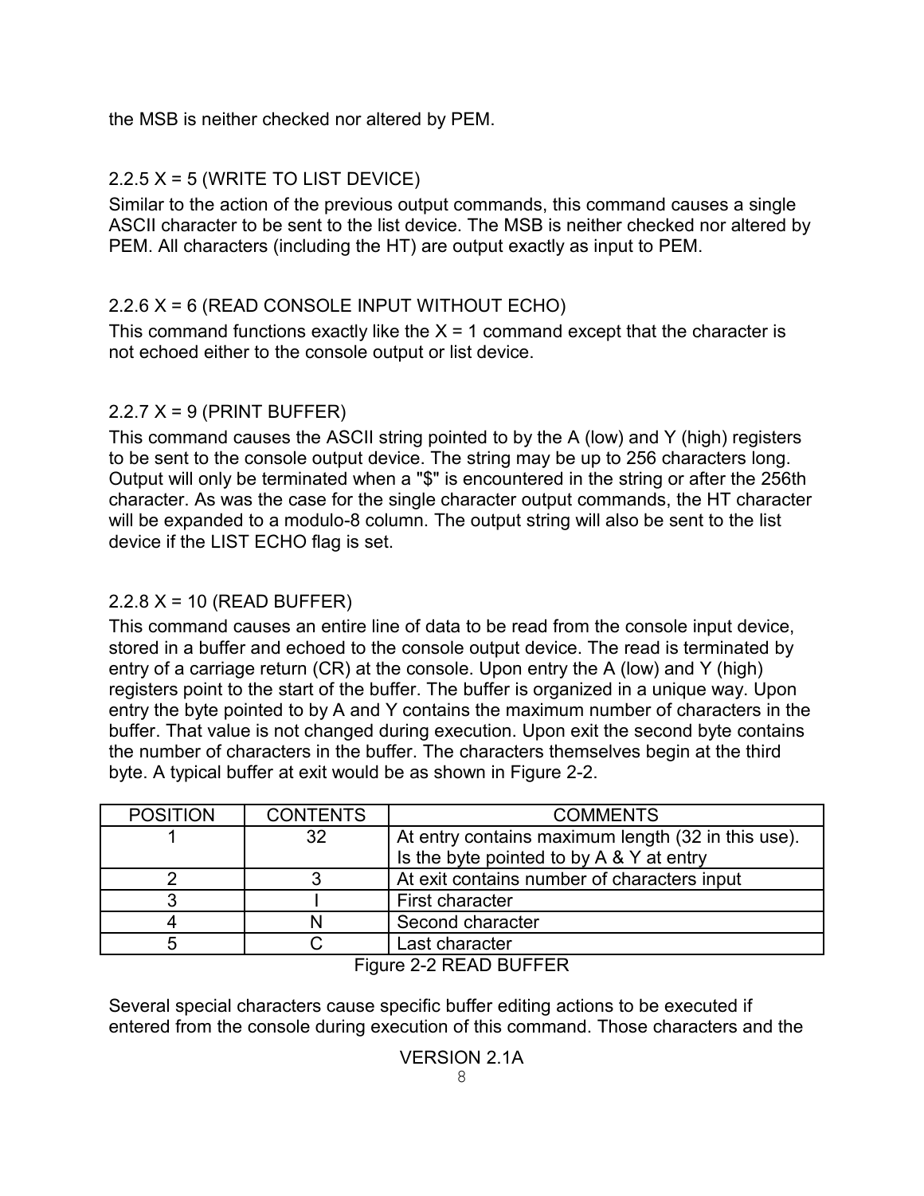the MSB is neither checked nor altered by PEM.

### 2.2.5 X = 5 (WRITE TO LIST DEVICE)

Similar to the action of the previous output commands, this command causes a single ASCII character to be sent to the list device. The MSB is neither checked nor altered by PEM. All characters (including the HT) are output exactly as input to PEM.

### 2.2.6 X = 6 (READ CONSOLE INPUT WITHOUT ECHO)

This command functions exactly like the X = 1 command except that the character is not echoed either to the console output or list device.

### 2.2.7 X = 9 (PRINT BUFFER)

This command causes the ASCII string pointed to by the A (low) and Y (high) registers to be sent to the console output device. The string may be up to 256 characters long. Output will only be terminated when a "$" is encountered in the string or after the 256th character. As was the case for the single character output commands, the HT character will be expanded to a modulo-8 column. The output string will also be sent to the list device if the LIST ECHO flag is set.

### 2.2.8 X = 10 (READ BUFFER)

This command causes an entire line of data to be read from the console input device, stored in a buffer and echoed to the console output device. The read is terminated by entry of a carriage return (CR) at the console. Upon entry the A (low) and Y (high) registers point to the start of the buffer. The buffer is organized in a unique way. Upon entry the byte pointed to by A and Y contains the maximum number of characters in the buffer. That value is not changed during execution. Upon exit the second byte contains the number of characters in the buffer. The characters themselves begin at the third byte. A typical buffer at exit would be as shown in Figure 2-2.

| POSITION | CONTENTS | COMMENTS |
|---|---|---|
| 1 | 32 | At entry contains maximum length (32 in this use). Is the byte pointed to by A & Y at entry |
| 2 | 3 | At exit contains number of characters input |
| 3 | I | First character |
| 4 | N | Second character |
| 5 | C | Last character |

Figure 2-2 READ BUFFER

Several special characters cause specific buffer editing actions to be executed if entered from the console during execution of this command. Those characters and the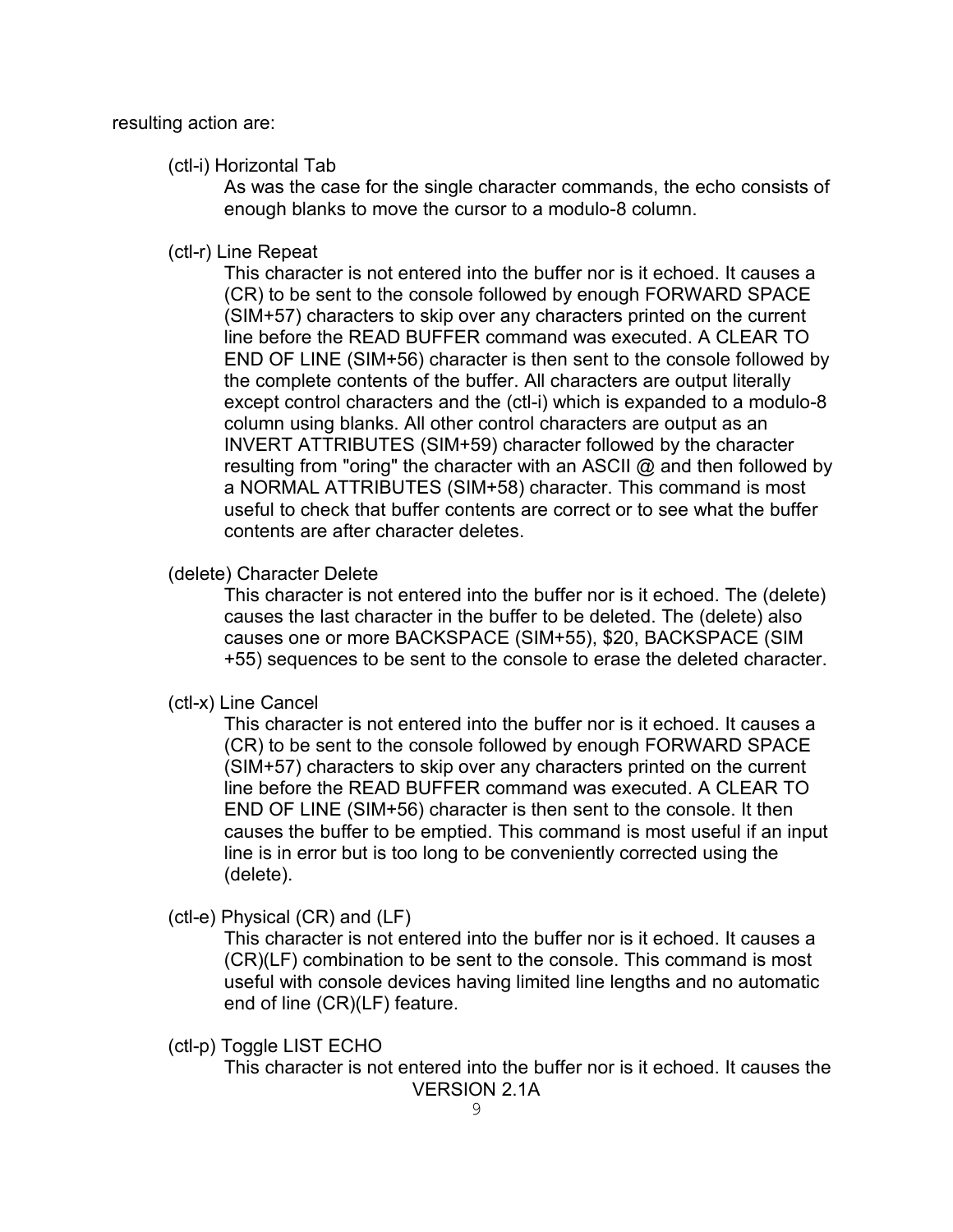resulting action are:

(ctl-i) Horizontal Tab

As was the case for the single character commands, the echo consists of enough blanks to move the cursor to a modulo-8 column.

(ctl-r) Line Repeat

This character is not entered into the buffer nor is it echoed. It causes a (CR) to be sent to the console followed by enough FORWARD SPACE (SIM+57) characters to skip over any characters printed on the current line before the READ BUFFER command was executed. A CLEAR TO END OF LINE (SIM+56) character is then sent to the console followed by the complete contents of the buffer. All characters are output literally except control characters and the (ctl-i) which is expanded to a modulo-8 column using blanks. All other control characters are output as an INVERT ATTRIBUTES (SIM+59) character followed by the character resulting from "oring" the character with an ASCII @ and then followed by a NORMAL ATTRIBUTES (SIM+58) character. This command is most useful to check that buffer contents are correct or to see what the buffer contents are after character deletes.

(delete) Character Delete

This character is not entered into the buffer nor is it echoed. The (delete) causes the last character in the buffer to be deleted. The (delete) also causes one or more BACKSPACE (SIM+55), $20, BACKSPACE (SIM +55) sequences to be sent to the console to erase the deleted character.

(ctl-x) Line Cancel

This character is not entered into the buffer nor is it echoed. It causes a (CR) to be sent to the console followed by enough FORWARD SPACE (SIM+57) characters to skip over any characters printed on the current line before the READ BUFFER command was executed. A CLEAR TO END OF LINE (SIM+56) character is then sent to the console. It then causes the buffer to be emptied. This command is most useful if an input line is in error but is too long to be conveniently corrected using the (delete).

(ctl-e) Physical (CR) and (LF)

This character is not entered into the buffer nor is it echoed. It causes a (CR)(LF) combination to be sent to the console. This command is most useful with console devices having limited line lengths and no automatic end of line (CR)(LF) feature.

(ctl-p) Toggle LIST ECHO

This character is not entered into the buffer nor is it echoed. It causes the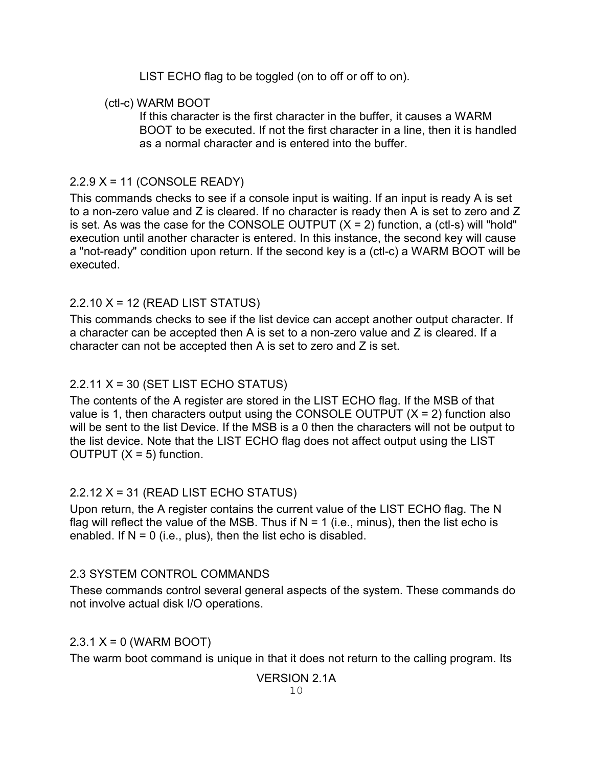LIST ECHO flag to be toggled (on to off or off to on).

(ctl-c) WARM BOOT

If this character is the first character in the buffer, it causes a WARM BOOT to be executed. If not the first character in a line, then it is handled as a normal character and is entered into the buffer.

### 2.2.9 X = 11 (CONSOLE READY)

This commands checks to see if a console input is waiting. If an input is ready A is set to a non-zero value and Z is cleared. If no character is ready then A is set to zero and Z is set. As was the case for the CONSOLE OUTPUT (X = 2) function, a (ctl-s) will "hold" execution until another character is entered. In this instance, the second key will cause a "not-ready" condition upon return. If the second key is a (ctl-c) a WARM BOOT will be executed.

### 2.2.10 X = 12 (READ LIST STATUS)

This commands checks to see if the list device can accept another output character. If a character can be accepted then A is set to a non-zero value and Z is cleared. If a character can not be accepted then A is set to zero and Z is set.

### 2.2.11 X = 30 (SET LIST ECHO STATUS)

The contents of the A register are stored in the LIST ECHO flag. If the MSB of that value is 1, then characters output using the CONSOLE OUTPUT (X = 2) function also will be sent to the list Device. If the MSB is a 0 then the characters will not be output to the list device. Note that the LIST ECHO flag does not affect output using the LIST OUTPUT (X = 5) function.

### 2.2.12 X = 31 (READ LIST ECHO STATUS)

Upon return, the A register contains the current value of the LIST ECHO flag. The N flag will reflect the value of the MSB. Thus if N = 1 (i.e., minus), then the list echo is enabled. If N = 0 (i.e., plus), then the list echo is disabled.

## 2.3 SYSTEM CONTROL COMMANDS

These commands control several general aspects of the system. These commands do not involve actual disk I/O operations.

### 2.3.1 X = 0 (WARM BOOT)

The warm boot command is unique in that it does not return to the calling program. Its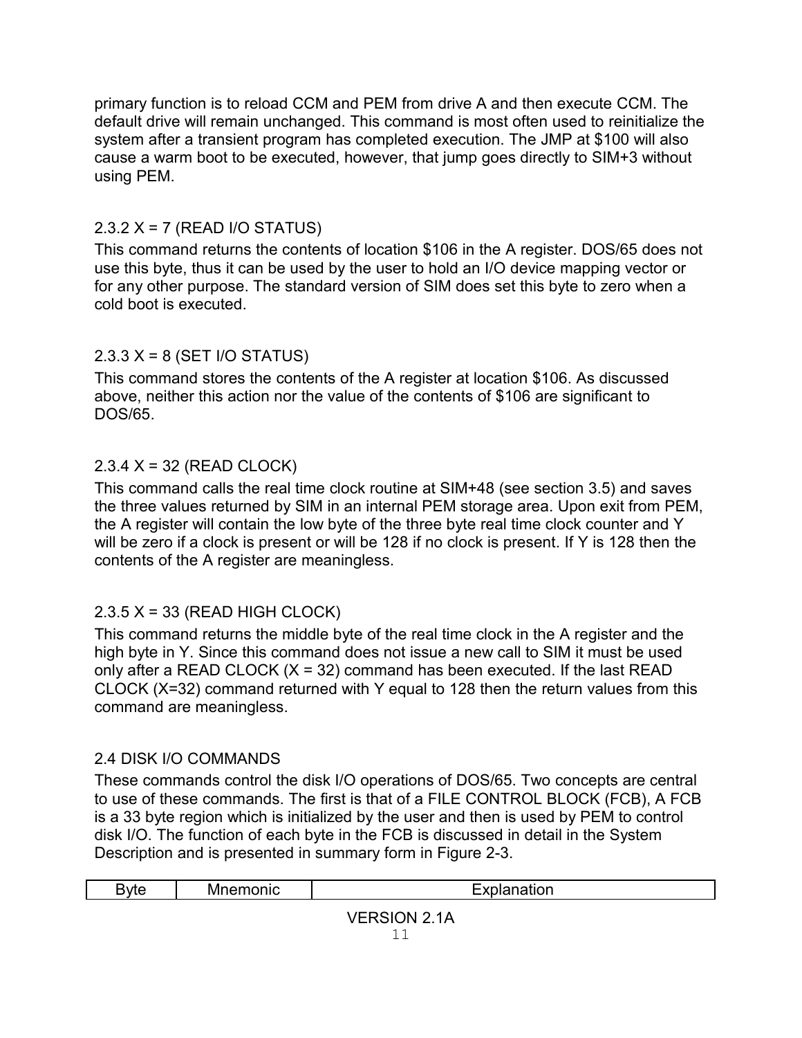primary function is to reload CCM and PEM from drive A and then execute CCM. The default drive will remain unchanged. This command is most often used to reinitialize the system after a transient program has completed execution. The JMP at $100 will also cause a warm boot to be executed, however, that jump goes directly to SIM+3 without using PEM.

### 2.3.2 X = 7 (READ I/O STATUS)

This command returns the contents of location $106 in the A register. DOS/65 does not use this byte, thus it can be used by the user to hold an I/O device mapping vector or for any other purpose. The standard version of SIM does set this byte to zero when a cold boot is executed.

### 2.3.3 X = 8 (SET I/O STATUS)

This command stores the contents of the A register at location $106. As discussed above, neither this action nor the value of the contents of $106 are significant to DOS/65.

### 2.3.4 X = 32 (READ CLOCK)

This command calls the real time clock routine at SIM+48 (see section 3.5) and saves the three values returned by SIM in an internal PEM storage area. Upon exit from PEM, the A register will contain the low byte of the three byte real time clock counter and Y will be zero if a clock is present or will be 128 if no clock is present. If Y is 128 then the contents of the A register are meaningless.

### 2.3.5 X = 33 (READ HIGH CLOCK)

This command returns the middle byte of the real time clock in the A register and the high byte in Y. Since this command does not issue a new call to SIM it must be used only after a READ CLOCK (X = 32) command has been executed. If the last READ CLOCK (X=32) command returned with Y equal to 128 then the return values from this command are meaningless.

## 2.4 DISK I/O COMMANDS

These commands control the disk I/O operations of DOS/65. Two concepts are central to use of these commands. The first is that of a FILE CONTROL BLOCK (FCB), A FCB is a 33 byte region which is initialized by the user and then is used by PEM to control disk I/O. The function of each byte in the FCB is discussed in detail in the System Description and is presented in summary form in Figure 2-3.

| Byte | Mnemonic | Explanation |
|---|---|---|

VERSION 2.1A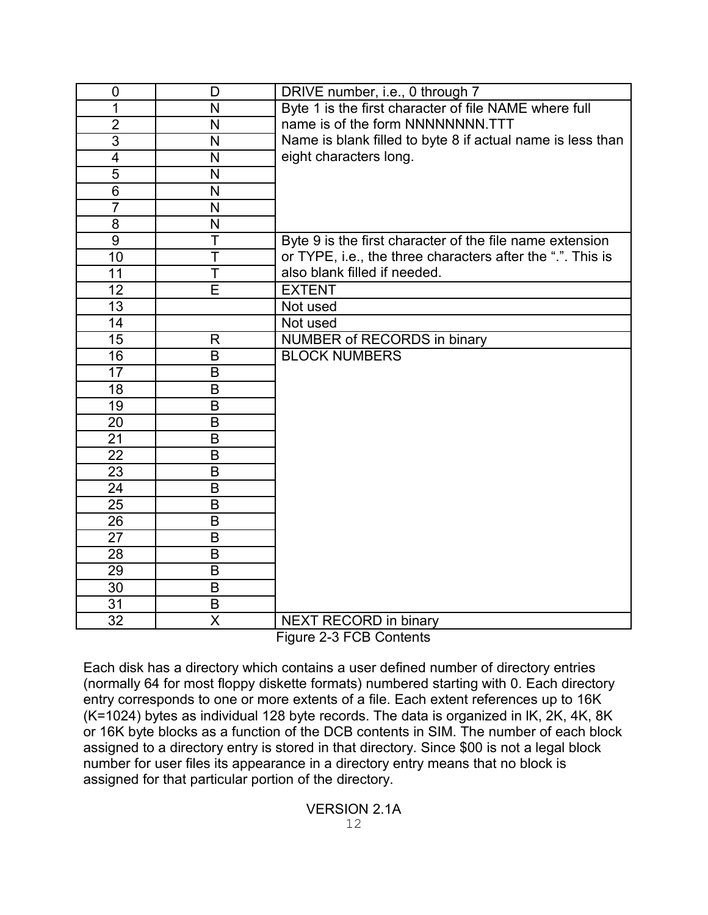| | | |
|---|---|---|
| 0 | D | DRIVE number, i.e., 0 through 7 |
| 1 | N | Byte 1 is the first character of file NAME where full name is of the form NNNNNNNN.TTT Name is blank filled to byte 8 if actual name is less than eight characters long. |
| 2 | N | |
| 3 | N | |
| 4 | N | |
| 5 | N | |
| 6 | N | |
| 7 | N | |
| 8 | N | |
| 9 | T | Byte 9 is the first character of the file name extension or TYPE, i.e., the three characters after the ".". This is also blank filled if needed. |
| 10 | T | |
| 11 | T | |
| 12 | E | EXTENT |
| 13 | | Not used |
| 14 | | Not used |
| 15 | R | NUMBER of RECORDS in binary |
| 16 | B | BLOCK NUMBERS |
| 17 | B | |
| 18 | B | |
| 19 | B | |
| 20 | B | |
| 21 | B | |
| 22 | B | |
| 23 | B | |
| 24 | B | |
| 25 | B | |
| 26 | B | |
| 27 | B | |
| 28 | B | |
| 29 | B | |
| 30 | B | |
| 31 | B | |
| 32 | X | NEXT RECORD in binary |

Figure 2-3 FCB Contents

Each disk has a directory which contains a user defined number of directory entries (normally 64 for most floppy diskette formats) numbered starting with 0. Each directory entry corresponds to one or more extents of a file. Each extent references up to 16K (K=1024) bytes as individual 128 byte records. The data is organized in lK, 2K, 4K, 8K or 16K byte blocks as a function of the DCB contents in SIM. The number of each block assigned to a directory entry is stored in that directory. Since $00 is not a legal block number for user files its appearance in a directory entry means that no block is assigned for that particular portion of the directory.

VERSION 2.1A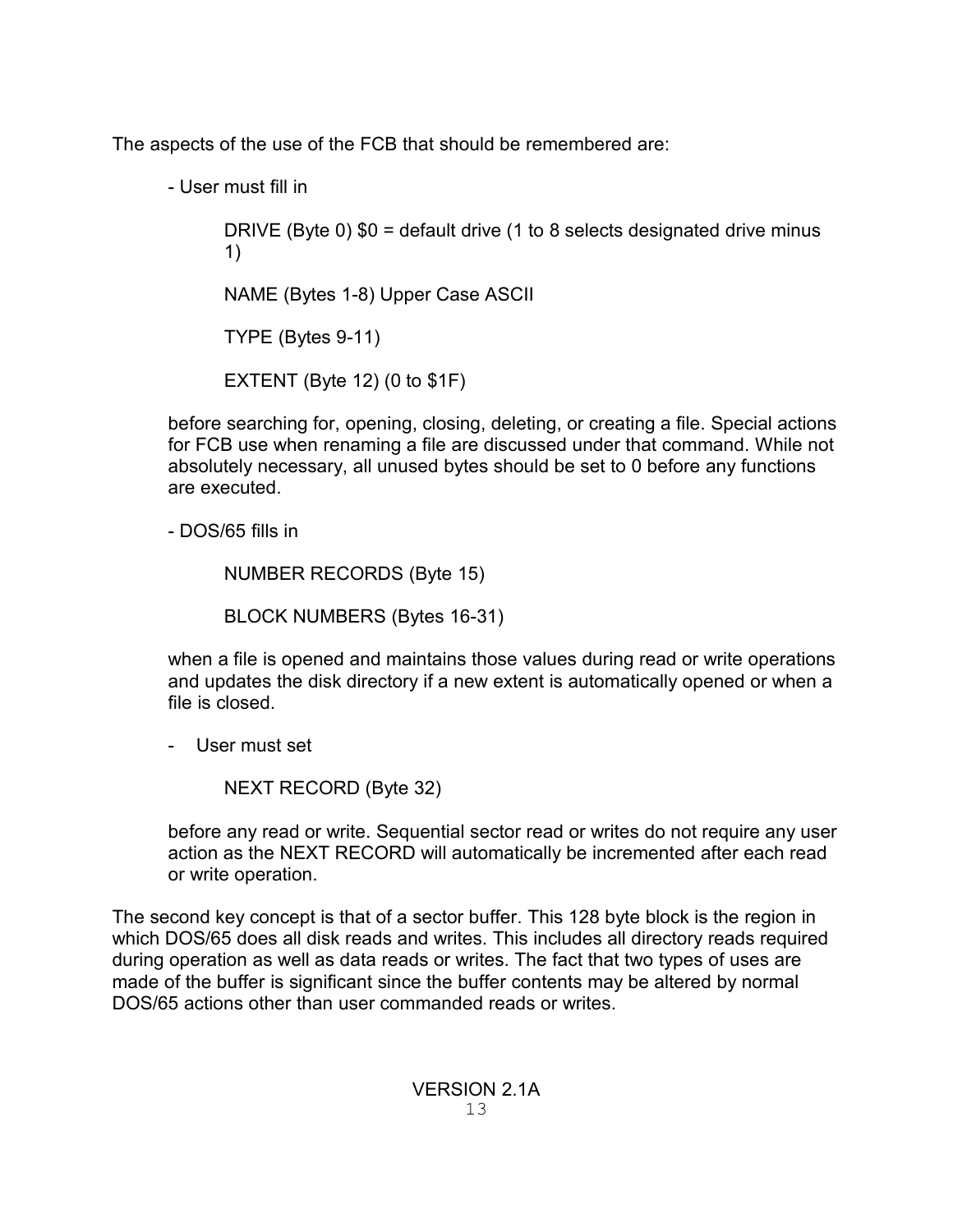The aspects of the use of the FCB that should be remembered are:

- User must fill in

    DRIVE (Byte 0) $0 = default drive (1 to 8 selects designated drive minus 1)

    NAME (Bytes 1-8) Upper Case ASCII

    TYPE (Bytes 9-11)

    EXTENT (Byte 12) (0 to $1F)

  before searching for, opening, closing, deleting, or creating a file. Special actions for FCB use when renaming a file are discussed under that command. While not absolutely necessary, all unused bytes should be set to 0 before any functions are executed.

- DOS/65 fills in

    NUMBER RECORDS (Byte 15)

    BLOCK NUMBERS (Bytes 16-31)

  when a file is opened and maintains those values during read or write operations and updates the disk directory if a new extent is automatically opened or when a file is closed.

- User must set

    NEXT RECORD (Byte 32)

  before any read or write. Sequential sector read or writes do not require any user action as the NEXT RECORD will automatically be incremented after each read or write operation.

The second key concept is that of a sector buffer. This 128 byte block is the region in which DOS/65 does all disk reads and writes. This includes all directory reads required during operation as well as data reads or writes. The fact that two types of uses are made of the buffer is significant since the buffer contents may be altered by normal DOS/65 actions other than user commanded reads or writes.

VERSION 2.1A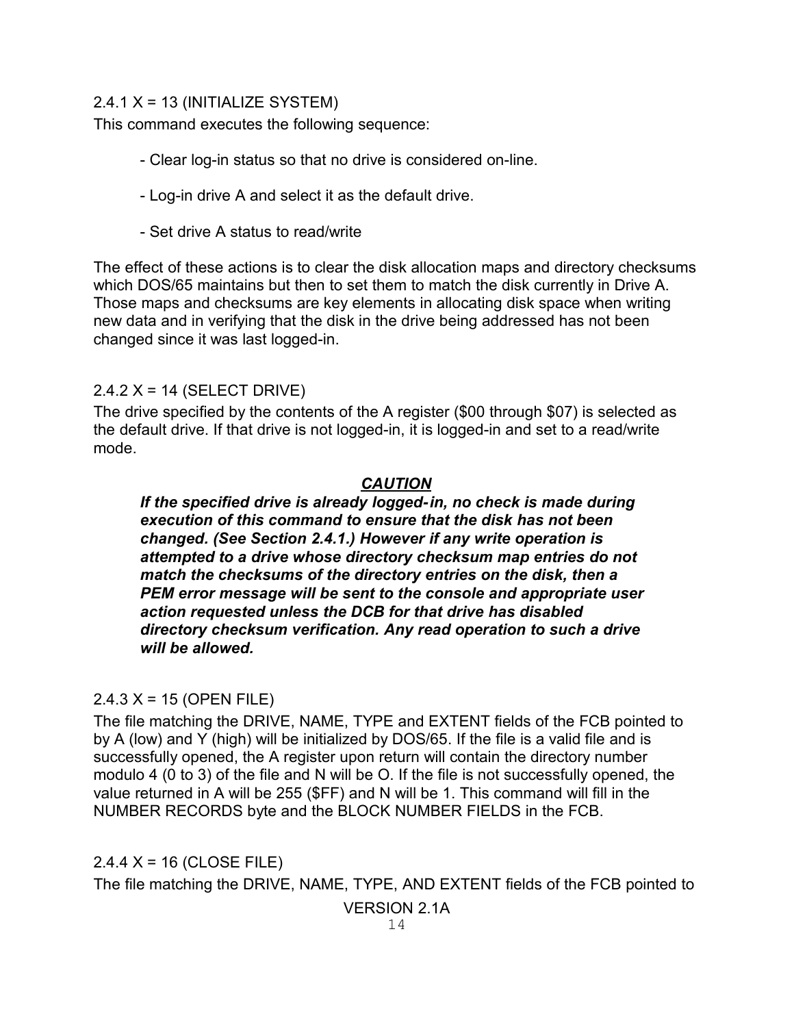### 2.4.1 X = 13 (INITIALIZE SYSTEM)

This command executes the following sequence:

- Clear log-in status so that no drive is considered on-line.
- Log-in drive A and select it as the default drive.
- Set drive A status to read/write

The effect of these actions is to clear the disk allocation maps and directory checksums which DOS/65 maintains but then to set them to match the disk currently in Drive A. Those maps and checksums are key elements in allocating disk space when writing new data and in verifying that the disk in the drive being addressed has not been changed since it was last logged-in.

### 2.4.2 X = 14 (SELECT DRIVE)

The drive specified by the contents of the A register ($00 through $07) is selected as the default drive. If that drive is not logged-in, it is logged-in and set to a read/write mode.

***CAUTION***

***If the specified drive is already logged-in, no check is made during execution of this command to ensure that the disk has not been changed. (See Section 2.4.1.) However if any write operation is attempted to a drive whose directory checksum map entries do not match the checksums of the directory entries on the disk, then a PEM error message will be sent to the console and appropriate user action requested unless the DCB for that drive has disabled directory checksum verification. Any read operation to such a drive will be allowed.***

### 2.4.3 X = 15 (OPEN FILE)

The file matching the DRIVE, NAME, TYPE and EXTENT fields of the FCB pointed to by A (low) and Y (high) will be initialized by DOS/65. If the file is a valid file and is successfully opened, the A register upon return will contain the directory number modulo 4 (0 to 3) of the file and N will be O. If the file is not successfully opened, the value returned in A will be 255 ($FF) and N will be 1. This command will fill in the NUMBER RECORDS byte and the BLOCK NUMBER FIELDS in the FCB.

### 2.4.4 X = 16 (CLOSE FILE)

The file matching the DRIVE, NAME, TYPE, AND EXTENT fields of the FCB pointed to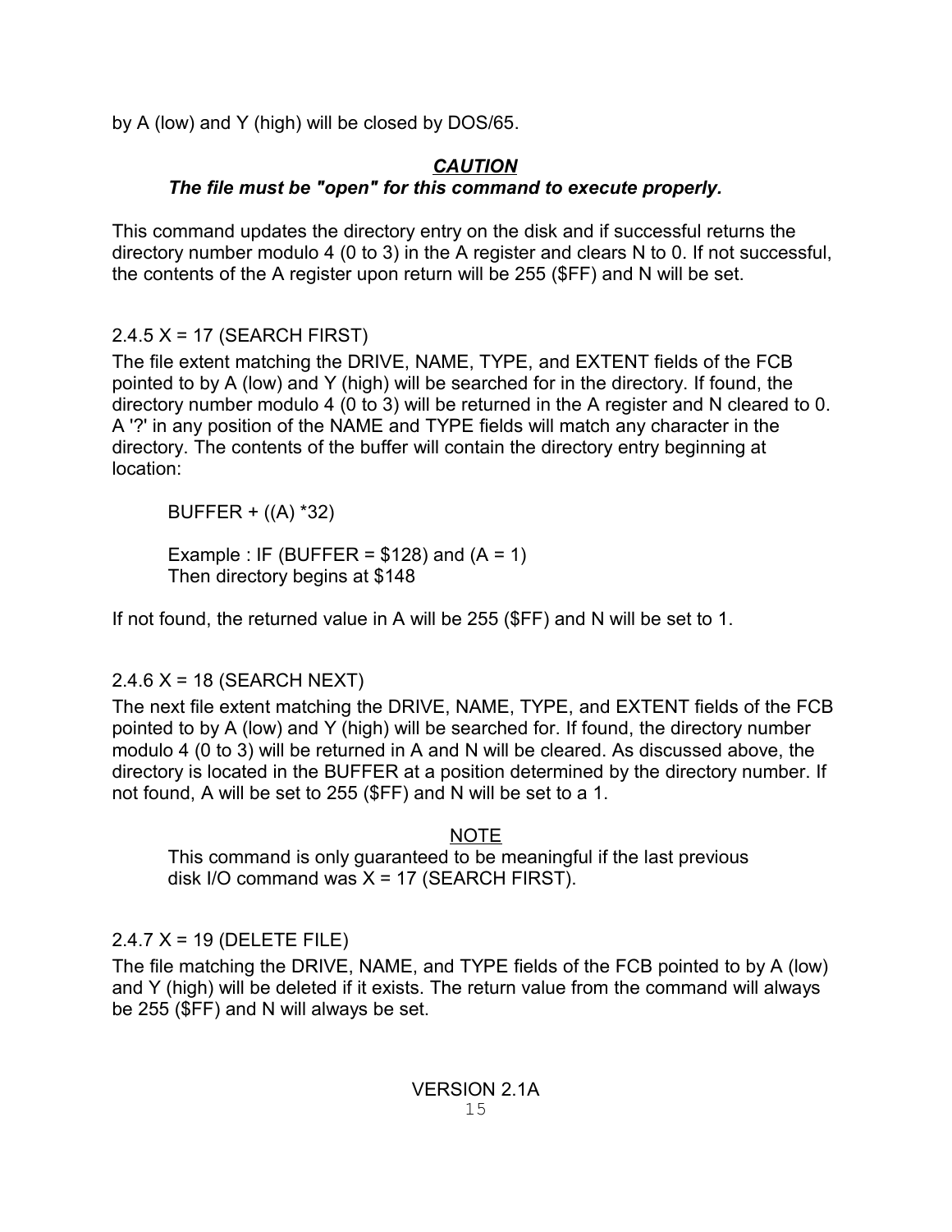by A (low) and Y (high) will be closed by DOS/65.

***CAUTION***
***The file must be "open" for this command to execute properly.***

This command updates the directory entry on the disk and if successful returns the directory number modulo 4 (0 to 3) in the A register and clears N to 0. If not successful, the contents of the A register upon return will be 255 ($FF) and N will be set.

### 2.4.5 X = 17 (SEARCH FIRST)

The file extent matching the DRIVE, NAME, TYPE, and EXTENT fields of the FCB pointed to by A (low) and Y (high) will be searched for in the directory. If found, the directory number modulo 4 (0 to 3) will be returned in the A register and N cleared to 0. A '?' in any position of the NAME and TYPE fields will match any character in the directory. The contents of the buffer will contain the directory entry beginning at location:

> BUFFER + ((A) *32)
>
> Example : IF (BUFFER = $128) and (A = 1)
> Then directory begins at $148

If not found, the returned value in A will be 255 ($FF) and N will be set to 1.

### 2.4.6 X = 18 (SEARCH NEXT)

The next file extent matching the DRIVE, NAME, TYPE, and EXTENT fields of the FCB pointed to by A (low) and Y (high) will be searched for. If found, the directory number modulo 4 (0 to 3) will be returned in A and N will be cleared. As discussed above, the directory is located in the BUFFER at a position determined by the directory number. If not found, A will be set to 255 ($FF) and N will be set to a 1.

NOTE
This command is only guaranteed to be meaningful if the last previous disk I/O command was X = 17 (SEARCH FIRST).

### 2.4.7 X = 19 (DELETE FILE)

The file matching the DRIVE, NAME, and TYPE fields of the FCB pointed to by A (low) and Y (high) will be deleted if it exists. The return value from the command will always be 255 ($FF) and N will always be set.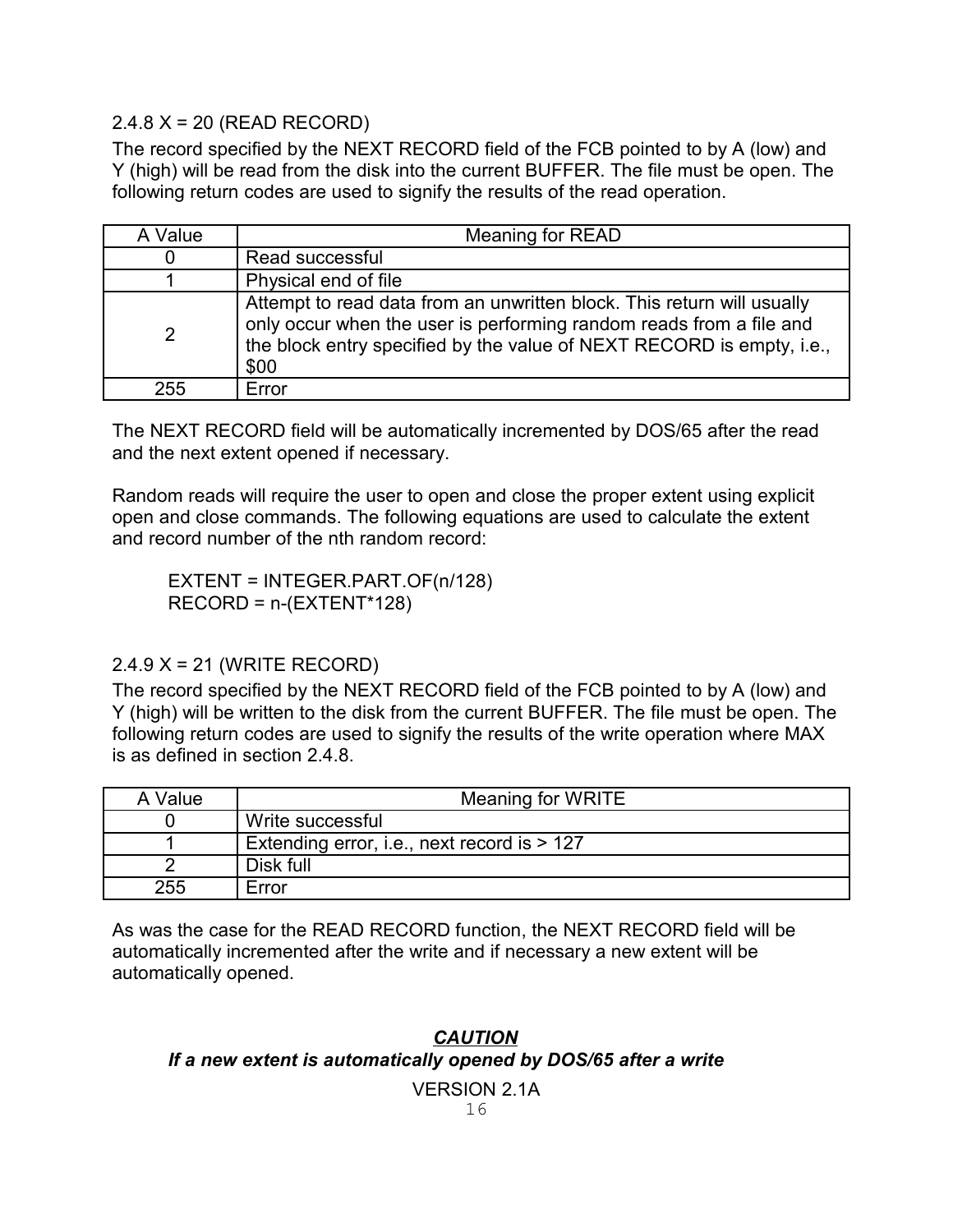### 2.4.8 X = 20 (READ RECORD)

The record specified by the NEXT RECORD field of the FCB pointed to by A (low) and Y (high) will be read from the disk into the current BUFFER. The file must be open. The following return codes are used to signify the results of the read operation.

| A Value | Meaning for READ |
|---|---|
| 0 | Read successful |
| 1 | Physical end of file |
| 2 | Attempt to read data from an unwritten block. This return will usually only occur when the user is performing random reads from a file and the block entry specified by the value of NEXT RECORD is empty, i.e., $00 |
| 255 | Error |

The NEXT RECORD field will be automatically incremented by DOS/65 after the read and the next extent opened if necessary.

Random reads will require the user to open and close the proper extent using explicit open and close commands. The following equations are used to calculate the extent and record number of the nth random record:

```
EXTENT = INTEGER.PART.OF(n/128)
RECORD = n-(EXTENT*128)
```

### 2.4.9 X = 21 (WRITE RECORD)

The record specified by the NEXT RECORD field of the FCB pointed to by A (low) and Y (high) will be written to the disk from the current BUFFER. The file must be open. The following return codes are used to signify the results of the write operation where MAX is as defined in section 2.4.8.

| A Value | Meaning for WRITE |
|---|---|
| 0 | Write successful |
| 1 | Extending error, i.e., next record is > 127 |
| 2 | Disk full |
| 255 | Error |

As was the case for the READ RECORD function, the NEXT RECORD field will be automatically incremented after the write and if necessary a new extent will be automatically opened.

***CAUTION***

***If a new extent is automatically opened by DOS/65 after a write***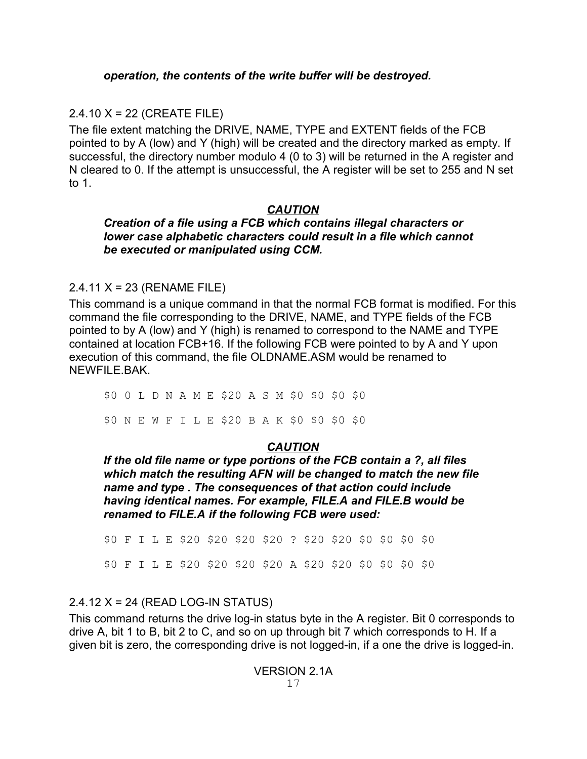***operation, the contents of the write buffer will be destroyed.***

### 2.4.10 X = 22 (CREATE FILE)

The file extent matching the DRIVE, NAME, TYPE and EXTENT fields of the FCB pointed to by A (low) and Y (high) will be created and the directory marked as empty. If successful, the directory number modulo 4 (0 to 3) will be returned in the A register and N cleared to 0. If the attempt is unsuccessful, the A register will be set to 255 and N set to 1.

***CAUTION***

***Creation of a file using a FCB which contains illegal characters or lower case alphabetic characters could result in a file which cannot be executed or manipulated using CCM.***

### 2.4.11 X = 23 (RENAME FILE)

This command is a unique command in that the normal FCB format is modified. For this command the file corresponding to the DRIVE, NAME, and TYPE fields of the FCB pointed to by A (low) and Y (high) is renamed to correspond to the NAME and TYPE contained at location FCB+16. If the following FCB were pointed to by A and Y upon execution of this command, the file OLDNAME.ASM would be renamed to NEWFILE.BAK.

```
$0 0 L D N A M E $20 A S M $0 $0 $0 $0

$0 N E W F I L E $20 B A K $0 $0 $0 $0
```

***CAUTION***

***If the old file name or type portions of the FCB contain a ?, all files which match the resulting AFN will be changed to match the new file name and type . The consequences of that action could include having identical names. For example, FILE.A and FILE.B would be renamed to FILE.A if the following FCB were used:***

```
$0 F I L E $20 $20 $20 $20 ? $20 $20 $0 $0 $0 $0

$0 F I L E $20 $20 $20 $20 A $20 $20 $0 $0 $0 $0
```

### 2.4.12 X = 24 (READ LOG-IN STATUS)

This command returns the drive log-in status byte in the A register. Bit 0 corresponds to drive A, bit 1 to B, bit 2 to C, and so on up through bit 7 which corresponds to H. If a given bit is zero, the corresponding drive is not logged-in, if a one the drive is logged-in.

VERSION 2.1A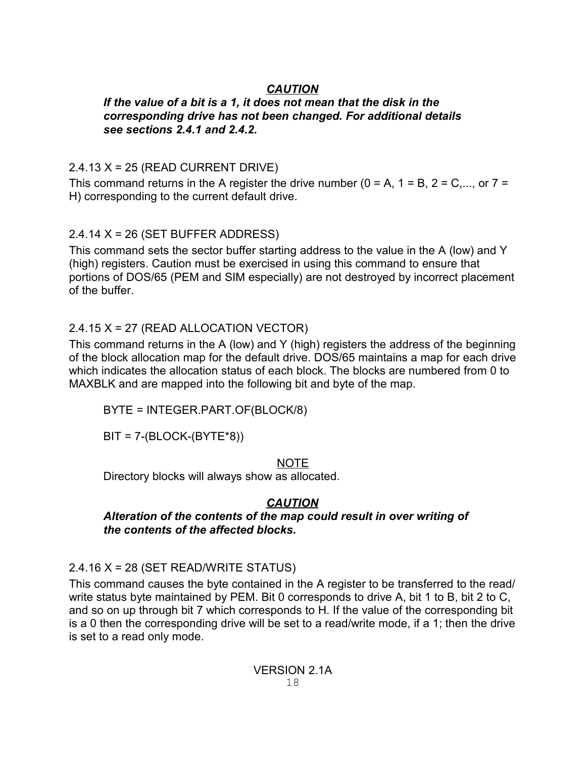***CAUTION***

***If the value of a bit is a 1, it does not mean that the disk in the corresponding drive has not been changed. For additional details see sections 2.4.1 and 2.4.2.***

### 2.4.13 X = 25 (READ CURRENT DRIVE)

This command returns in the A register the drive number (0 = A, 1 = B, 2 = C,..., or 7 = H) corresponding to the current default drive.

### 2.4.14 X = 26 (SET BUFFER ADDRESS)

This command sets the sector buffer starting address to the value in the A (low) and Y (high) registers. Caution must be exercised in using this command to ensure that portions of DOS/65 (PEM and SIM especially) are not destroyed by incorrect placement of the buffer.

### 2.4.15 X = 27 (READ ALLOCATION VECTOR)

This command returns in the A (low) and Y (high) registers the address of the beginning of the block allocation map for the default drive. DOS/65 maintains a map for each drive which indicates the allocation status of each block. The blocks are numbered from 0 to MAXBLK and are mapped into the following bit and byte of the map.

BYTE = INTEGER.PART.OF(BLOCK/8)

BIT = 7-(BLOCK-(BYTE*8))

NOTE

Directory blocks will always show as allocated.

***CAUTION***

***Alteration of the contents of the map could result in over writing of the contents of the affected blocks.***

### 2.4.16 X = 28 (SET READ/WRITE STATUS)

This command causes the byte contained in the A register to be transferred to the read/write status byte maintained by PEM. Bit 0 corresponds to drive A, bit 1 to B, bit 2 to C, and so on up through bit 7 which corresponds to H. If the value of the corresponding bit is a 0 then the corresponding drive will be set to a read/write mode, if a 1; then the drive is set to a read only mode.

VERSION 2.1A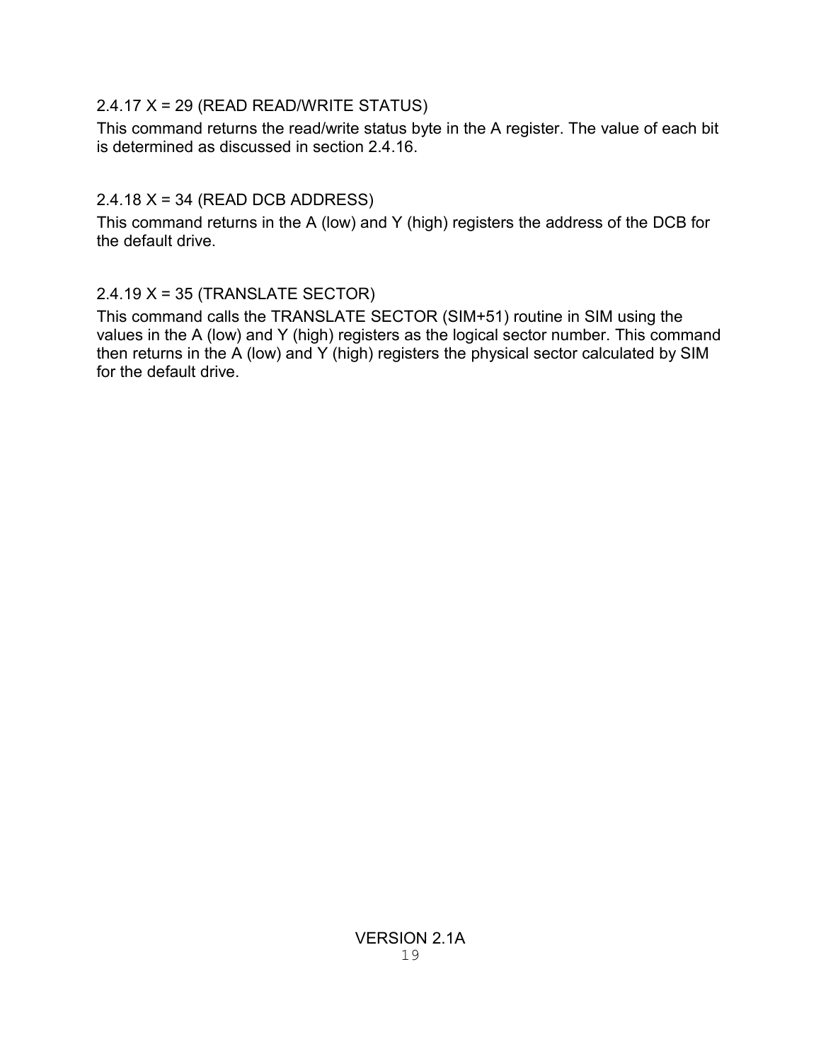### 2.4.17 X = 29 (READ READ/WRITE STATUS)

This command returns the read/write status byte in the A register. The value of each bit is determined as discussed in section 2.4.16.

### 2.4.18 X = 34 (READ DCB ADDRESS)

This command returns in the A (low) and Y (high) registers the address of the DCB for the default drive.

### 2.4.19 X = 35 (TRANSLATE SECTOR)

This command calls the TRANSLATE SECTOR (SIM+51) routine in SIM using the values in the A (low) and Y (high) registers as the logical sector number. This command then returns in the A (low) and Y (high) registers the physical sector calculated by SIM for the default drive.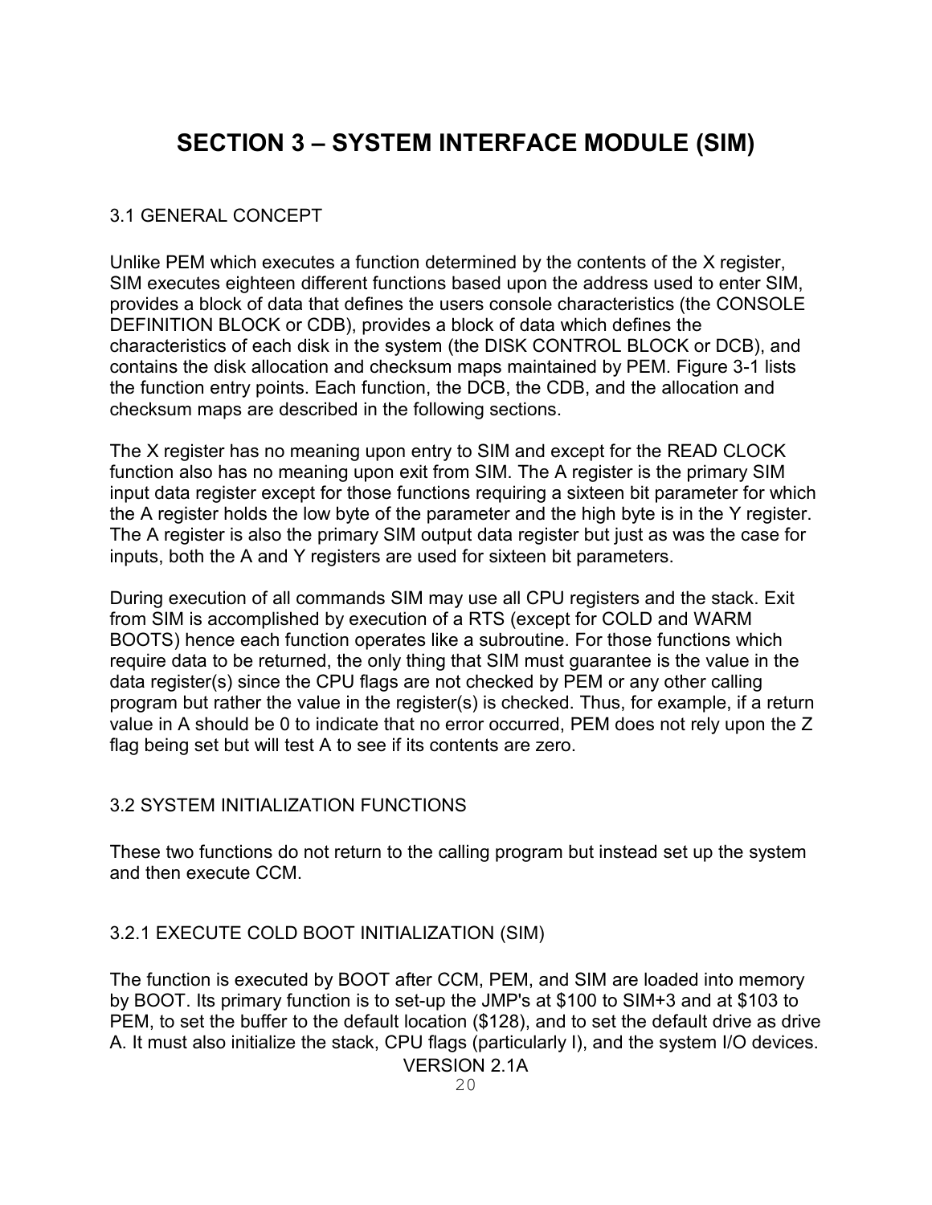# SECTION 3 – SYSTEM INTERFACE MODULE (SIM)

## 3.1 GENERAL CONCEPT

Unlike PEM which executes a function determined by the contents of the X register, SIM executes eighteen different functions based upon the address used to enter SIM, provides a block of data that defines the users console characteristics (the CONSOLE DEFINITION BLOCK or CDB), provides a block of data which defines the characteristics of each disk in the system (the DISK CONTROL BLOCK or DCB), and contains the disk allocation and checksum maps maintained by PEM. Figure 3-1 lists the function entry points. Each function, the DCB, the CDB, and the allocation and checksum maps are described in the following sections.

The X register has no meaning upon entry to SIM and except for the READ CLOCK function also has no meaning upon exit from SIM. The A register is the primary SIM input data register except for those functions requiring a sixteen bit parameter for which the A register holds the low byte of the parameter and the high byte is in the Y register. The A register is also the primary SIM output data register but just as was the case for inputs, both the A and Y registers are used for sixteen bit parameters.

During execution of all commands SIM may use all CPU registers and the stack. Exit from SIM is accomplished by execution of a RTS (except for COLD and WARM BOOTS) hence each function operates like a subroutine. For those functions which require data to be returned, the only thing that SIM must guarantee is the value in the data register(s) since the CPU flags are not checked by PEM or any other calling program but rather the value in the register(s) is checked. Thus, for example, if a return value in A should be 0 to indicate that no error occurred, PEM does not rely upon the Z flag being set but will test A to see if its contents are zero.

## 3.2 SYSTEM INITIALIZATION FUNCTIONS

These two functions do not return to the calling program but instead set up the system and then execute CCM.

### 3.2.1 EXECUTE COLD BOOT INITIALIZATION (SIM)

The function is executed by BOOT after CCM, PEM, and SIM are loaded into memory by BOOT. Its primary function is to set-up the JMP's at $100 to SIM+3 and at $103 to PEM, to set the buffer to the default location ($128), and to set the default drive as drive A. It must also initialize the stack, CPU flags (particularly I), and the system I/O devices.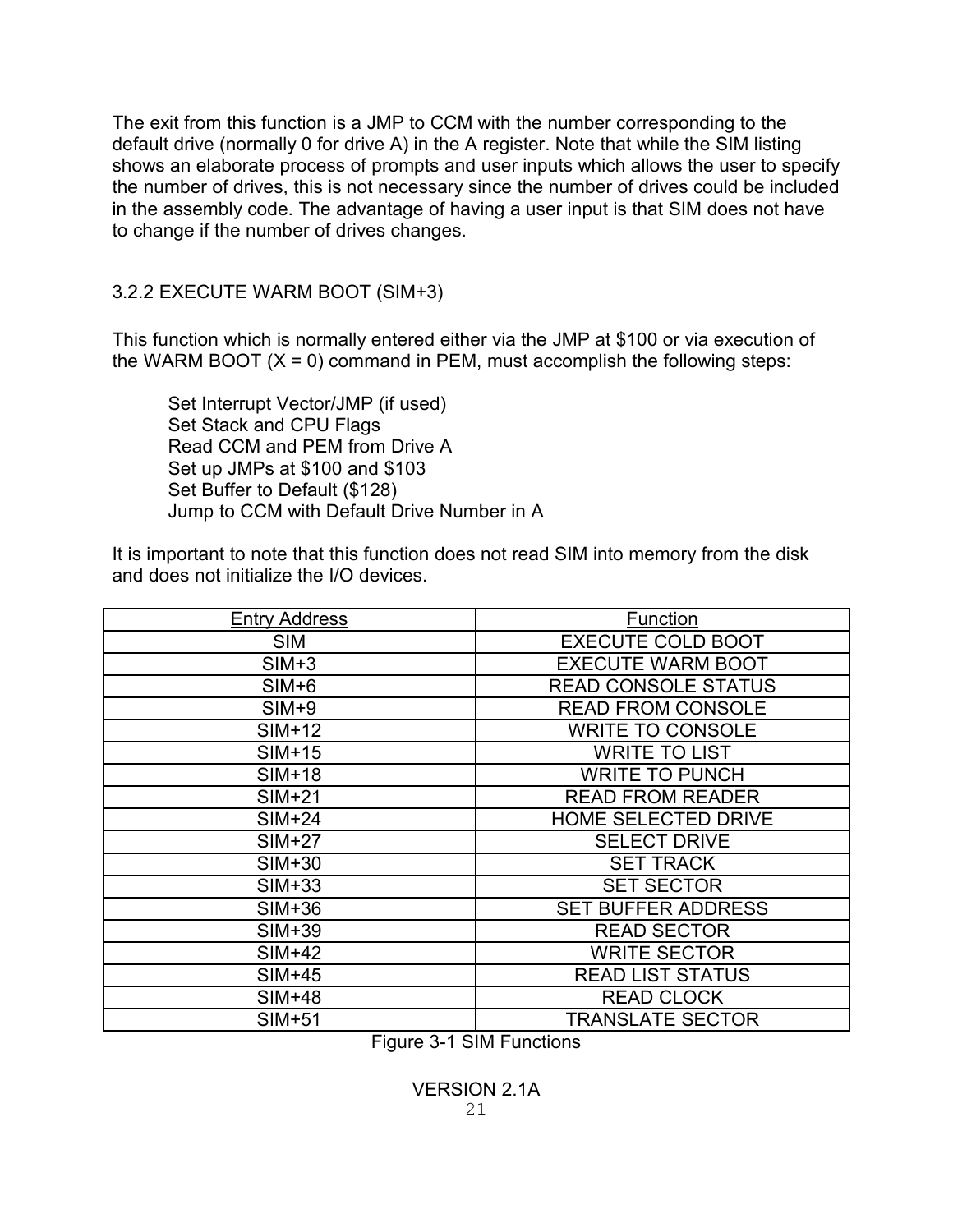The exit from this function is a JMP to CCM with the number corresponding to the default drive (normally 0 for drive A) in the A register. Note that while the SIM listing shows an elaborate process of prompts and user inputs which allows the user to specify the number of drives, this is not necessary since the number of drives could be included in the assembly code. The advantage of having a user input is that SIM does not have to change if the number of drives changes.

### 3.2.2 EXECUTE WARM BOOT (SIM+3)

This function which is normally entered either via the JMP at $100 or via execution of the WARM BOOT (X = 0) command in PEM, must accomplish the following steps:

> Set Interrupt Vector/JMP (if used)
> Set Stack and CPU Flags
> Read CCM and PEM from Drive A
> Set up JMPs at $100 and $103
> Set Buffer to Default ($128)
> Jump to CCM with Default Drive Number in A

It is important to note that this function does not read SIM into memory from the disk and does not initialize the I/O devices.

| Entry Address | Function |
|---|---|
| SIM | EXECUTE COLD BOOT |
| SIM+3 | EXECUTE WARM BOOT |
| SIM+6 | READ CONSOLE STATUS |
| SIM+9 | READ FROM CONSOLE |
| SIM+12 | WRITE TO CONSOLE |
| SIM+15 | WRITE TO LIST |
| SIM+18 | WRITE TO PUNCH |
| SIM+21 | READ FROM READER |
| SIM+24 | HOME SELECTED DRIVE |
| SIM+27 | SELECT DRIVE |
| SIM+30 | SET TRACK |
| SIM+33 | SET SECTOR |
| SIM+36 | SET BUFFER ADDRESS |
| SIM+39 | READ SECTOR |
| SIM+42 | WRITE SECTOR |
| SIM+45 | READ LIST STATUS |
| SIM+48 | READ CLOCK |
| SIM+51 | TRANSLATE SECTOR |

Figure 3-1 SIM Functions

VERSION 2.1A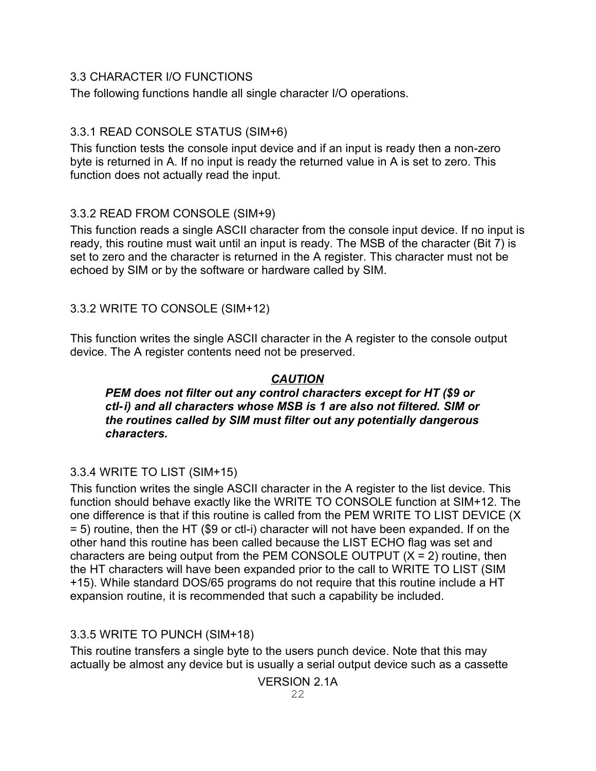### 3.3 CHARACTER I/O FUNCTIONS

The following functions handle all single character I/O operations.

#### 3.3.1 READ CONSOLE STATUS (SIM+6)

This function tests the console input device and if an input is ready then a non-zero byte is returned in A. If no input is ready the returned value in A is set to zero. This function does not actually read the input.

#### 3.3.2 READ FROM CONSOLE (SIM+9)

This function reads a single ASCII character from the console input device. If no input is ready, this routine must wait until an input is ready. The MSB of the character (Bit 7) is set to zero and the character is returned in the A register. This character must not be echoed by SIM or by the software or hardware called by SIM.

#### 3.3.2 WRITE TO CONSOLE (SIM+12)

This function writes the single ASCII character in the A register to the console output device. The A register contents need not be preserved.

***<u>CAUTION</u>***

> ***PEM does not filter out any control characters except for HT ($9 or ctl-i) and all characters whose MSB is 1 are also not filtered. SIM or the routines called by SIM must filter out any potentially dangerous characters.***

#### 3.3.4 WRITE TO LIST (SIM+15)

This function writes the single ASCII character in the A register to the list device. This function should behave exactly like the WRITE TO CONSOLE function at SIM+12. The one difference is that if this routine is called from the PEM WRITE TO LIST DEVICE (X = 5) routine, then the HT ($9 or ctl-i) character will not have been expanded. If on the other hand this routine has been called because the LIST ECHO flag was set and characters are being output from the PEM CONSOLE OUTPUT (X = 2) routine, then the HT characters will have been expanded prior to the call to WRITE TO LIST (SIM +15). While standard DOS/65 programs do not require that this routine include a HT expansion routine, it is recommended that such a capability be included.

#### 3.3.5 WRITE TO PUNCH (SIM+18)

This routine transfers a single byte to the users punch device. Note that this may actually be almost any device but is usually a serial output device such as a cassette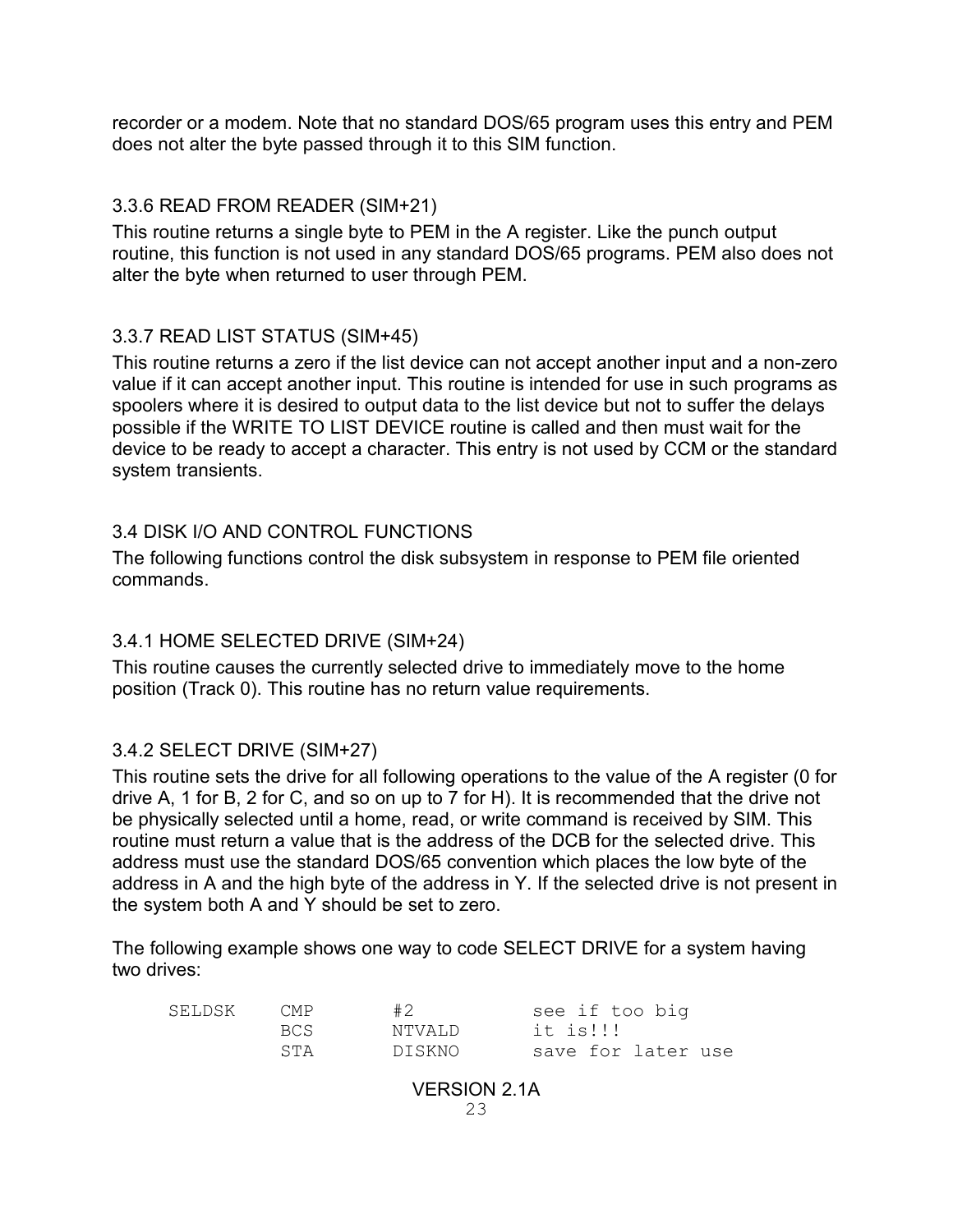recorder or a modem. Note that no standard DOS/65 program uses this entry and PEM does not alter the byte passed through it to this SIM function.

### 3.3.6 READ FROM READER (SIM+21)

This routine returns a single byte to PEM in the A register. Like the punch output routine, this function is not used in any standard DOS/65 programs. PEM also does not alter the byte when returned to user through PEM.

### 3.3.7 READ LIST STATUS (SIM+45)

This routine returns a zero if the list device can not accept another input and a non-zero value if it can accept another input. This routine is intended for use in such programs as spoolers where it is desired to output data to the list device but not to suffer the delays possible if the WRITE TO LIST DEVICE routine is called and then must wait for the device to be ready to accept a character. This entry is not used by CCM or the standard system transients.

## 3.4 DISK I/O AND CONTROL FUNCTIONS

The following functions control the disk subsystem in response to PEM file oriented commands.

### 3.4.1 HOME SELECTED DRIVE (SIM+24)

This routine causes the currently selected drive to immediately move to the home position (Track 0). This routine has no return value requirements.

### 3.4.2 SELECT DRIVE (SIM+27)

This routine sets the drive for all following operations to the value of the A register (0 for drive A, 1 for B, 2 for C, and so on up to 7 for H). It is recommended that the drive not be physically selected until a home, read, or write command is received by SIM. This routine must return a value that is the address of the DCB for the selected drive. This address must use the standard DOS/65 convention which places the low byte of the address in A and the high byte of the address in Y. If the selected drive is not present in the system both A and Y should be set to zero.

The following example shows one way to code SELECT DRIVE for a system having two drives:

```
SELDSK    CMP       #2          see if too big
          BCS       NTVALD      it is!!!
          STA       DISKNO      save for later use
```

VERSION 2.1A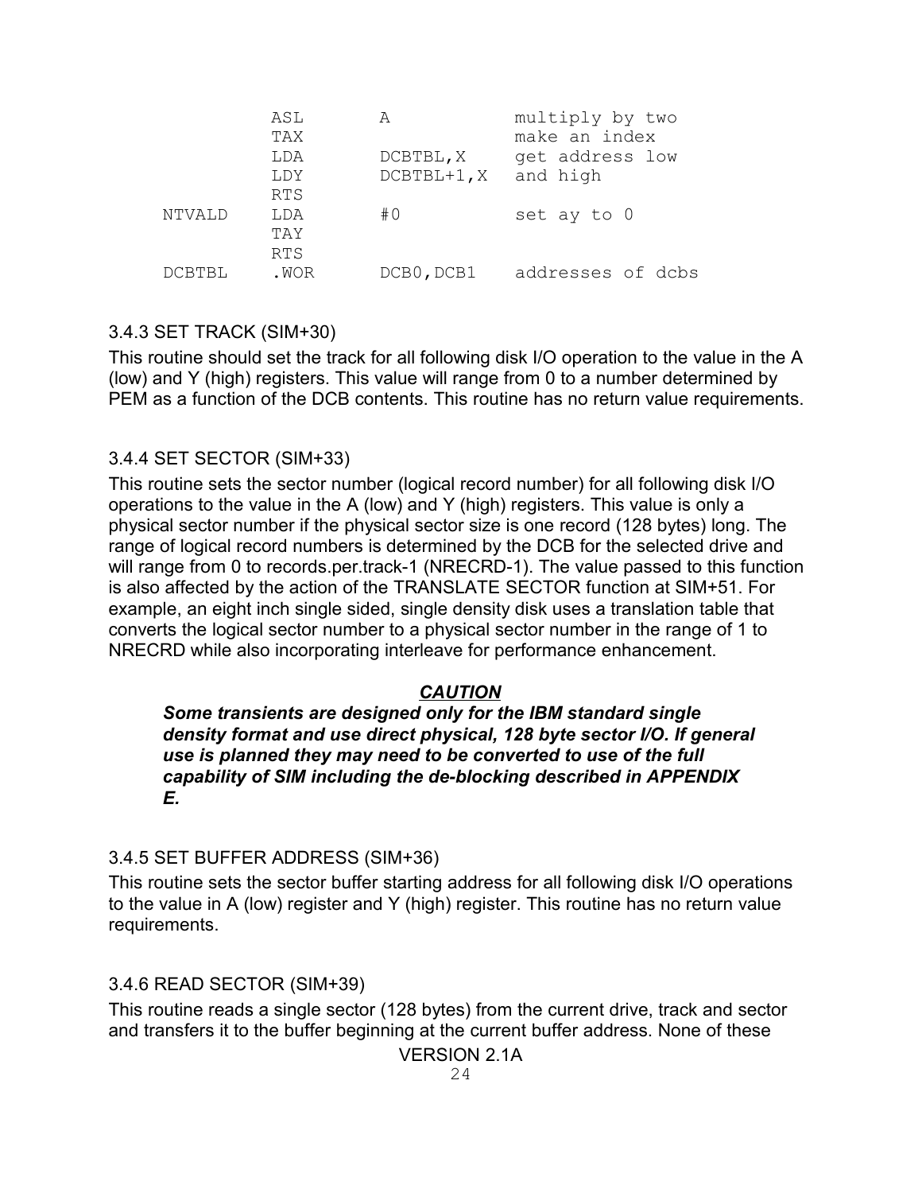```
        ASL     A             multiply by two
        TAX                   make an index
        LDA     DCBTBL,X      get address low
        LDY     DCBTBL+1,X    and high
        RTS
NTVALD  LDA     #0            set ay to 0
        TAY
        RTS
DCBTBL  .WOR    DCB0,DCB1     addresses of dcbs
```

### 3.4.3 SET TRACK (SIM+30)

This routine should set the track for all following disk I/O operation to the value in the A (low) and Y (high) registers. This value will range from 0 to a number determined by PEM as a function of the DCB contents. This routine has no return value requirements.

### 3.4.4 SET SECTOR (SIM+33)

This routine sets the sector number (logical record number) for all following disk I/O operations to the value in the A (low) and Y (high) registers. This value is only a physical sector number if the physical sector size is one record (128 bytes) long. The range of logical record numbers is determined by the DCB for the selected drive and will range from 0 to records.per.track-1 (NRECRD-1). The value passed to this function is also affected by the action of the TRANSLATE SECTOR function at SIM+51. For example, an eight inch single sided, single density disk uses a translation table that converts the logical sector number to a physical sector number in the range of 1 to NRECRD while also incorporating interleave for performance enhancement.

***CAUTION***

***Some transients are designed only for the IBM standard single density format and use direct physical, 128 byte sector I/O. If general use is planned they may need to be converted to use of the full capability of SIM including the de-blocking described in APPENDIX E.***

### 3.4.5 SET BUFFER ADDRESS (SIM+36)

This routine sets the sector buffer starting address for all following disk I/O operations to the value in A (low) register and Y (high) register. This routine has no return value requirements.

### 3.4.6 READ SECTOR (SIM+39)

This routine reads a single sector (128 bytes) from the current drive, track and sector and transfers it to the buffer beginning at the current buffer address. None of these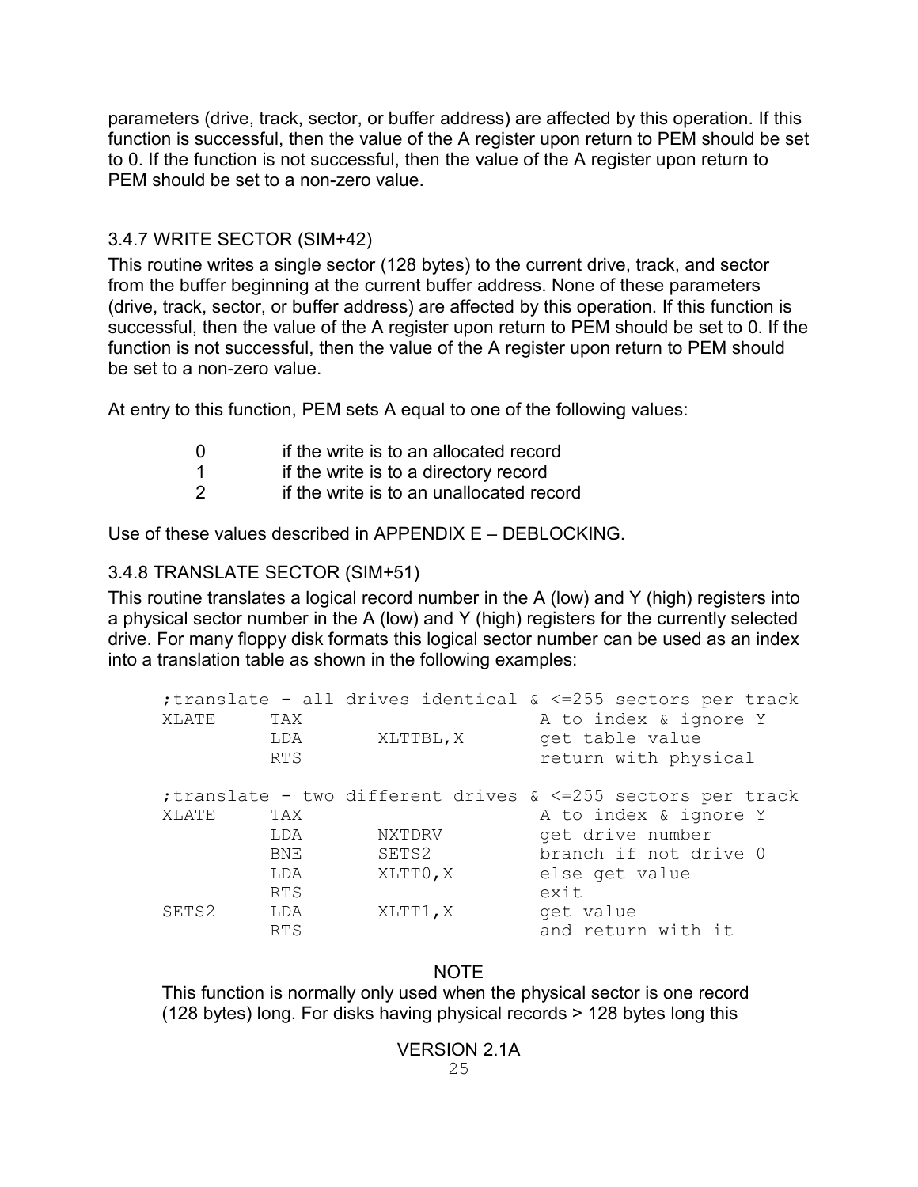parameters (drive, track, sector, or buffer address) are affected by this operation. If this function is successful, then the value of the A register upon return to PEM should be set to 0. If the function is not successful, then the value of the A register upon return to PEM should be set to a non-zero value.

### 3.4.7 WRITE SECTOR (SIM+42)

This routine writes a single sector (128 bytes) to the current drive, track, and sector from the buffer beginning at the current buffer address. None of these parameters (drive, track, sector, or buffer address) are affected by this operation. If this function is successful, then the value of the A register upon return to PEM should be set to 0. If the function is not successful, then the value of the A register upon return to PEM should be set to a non-zero value.

At entry to this function, PEM sets A equal to one of the following values:

| | |
|---|---|
| 0 | if the write is to an allocated record |
| 1 | if the write is to a directory record |
| 2 | if the write is to an unallocated record |

Use of these values described in APPENDIX E – DEBLOCKING.

### 3.4.8 TRANSLATE SECTOR (SIM+51)

This routine translates a logical record number in the A (low) and Y (high) registers into a physical sector number in the A (low) and Y (high) registers for the currently selected drive. For many floppy disk formats this logical sector number can be used as an index into a translation table as shown in the following examples:

```
;translate - all drives identical & <=255 sectors per track
XLATE    TAX                      A to index & ignore Y
         LDA      XLTTBL,X        get table value
         RTS                      return with physical

;translate - two different drives & <=255 sectors per track
XLATE    TAX                      A to index & ignore Y
         LDA      NXTDRV          get drive number
         BNE      SETS2           branch if not drive 0
         LDA      XLTT0,X         else get value
         RTS                      exit
SETS2    LDA      XLTT1,X         get value
         RTS                      and return with it
```

<u>NOTE</u>

This function is normally only used when the physical sector is one record (128 bytes) long. For disks having physical records > 128 bytes long this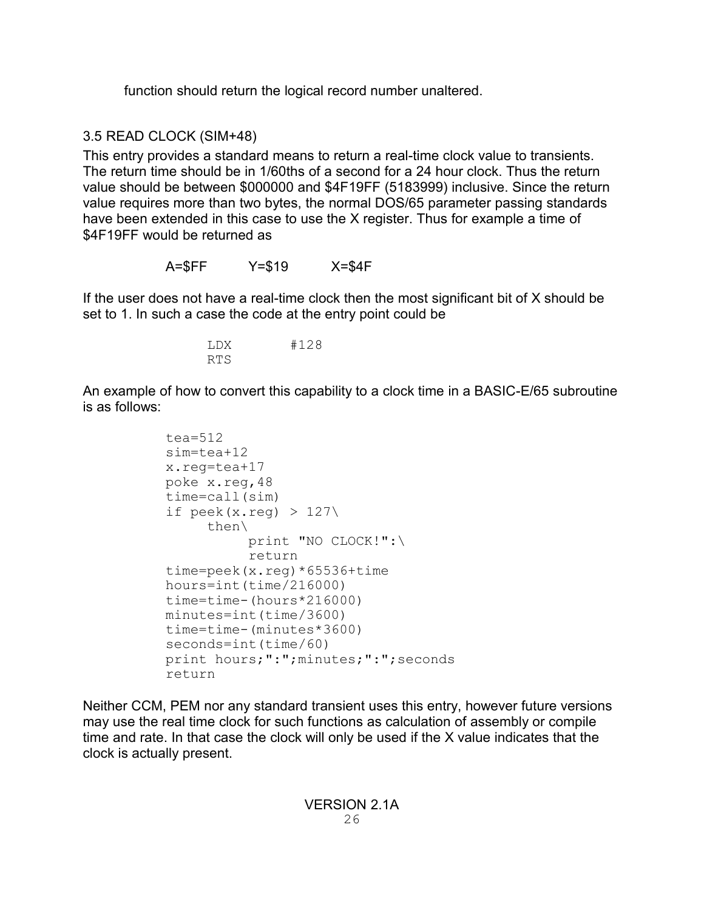function should return the logical record number unaltered.

### 3.5 READ CLOCK (SIM+48)

This entry provides a standard means to return a real-time clock value to transients. The return time should be in 1/60ths of a second for a 24 hour clock. Thus the return value should be between $000000 and $4F19FF (5183999) inclusive. Since the return value requires more than two bytes, the normal DOS/65 parameter passing standards have been extended in this case to use the X register. Thus for example a time of $4F19FF would be returned as

```
A=$FF     Y=$19     X=$4F
```

If the user does not have a real-time clock then the most significant bit of X should be set to 1. In such a case the code at the entry point could be

```
        LDX     #128
        RTS
```

An example of how to convert this capability to a clock time in a BASIC-E/65 subroutine is as follows:

```
tea=512
sim=tea+12
x.reg=tea+17
poke x.reg,48
time=call(sim)
if peek(x.reg) > 127\
     then\
          print "NO CLOCK!":\
          return
time=peek(x.reg)*65536+time
hours=int(time/216000)
time=time-(hours*216000)
minutes=int(time/3600)
time=time-(minutes*3600)
seconds=int(time/60)
print hours;":";minutes;":";seconds
return
```

Neither CCM, PEM nor any standard transient uses this entry, however future versions may use the real time clock for such functions as calculation of assembly or compile time and rate. In that case the clock will only be used if the X value indicates that the clock is actually present.

VERSION 2.1A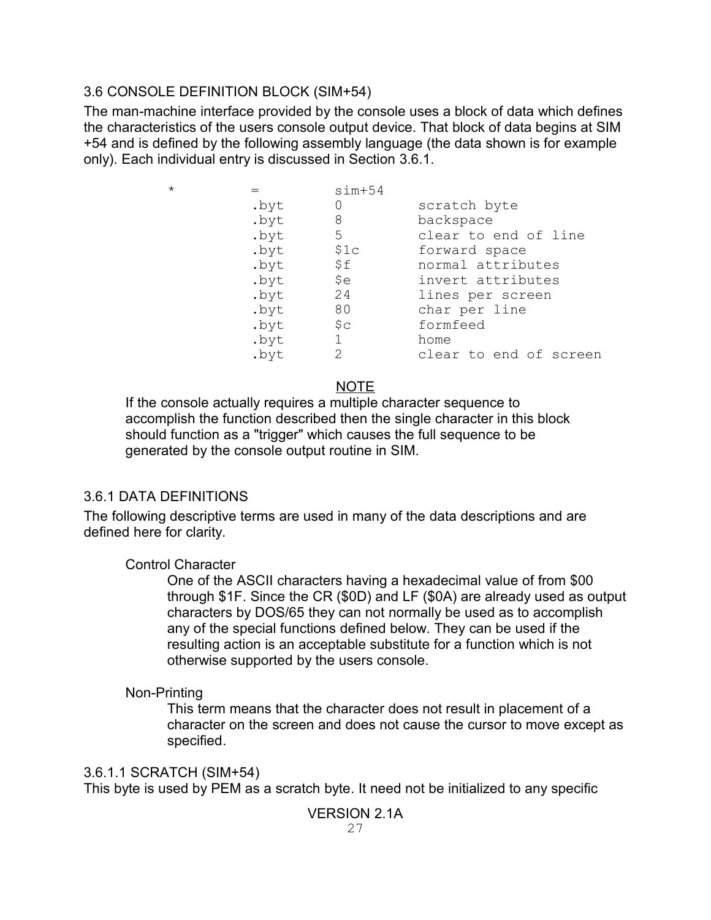## 3.6 CONSOLE DEFINITION BLOCK (SIM+54)

The man-machine interface provided by the console uses a block of data which defines the characteristics of the users console output device. That block of data begins at SIM +54 and is defined by the following assembly language (the data shown is for example only). Each individual entry is discussed in Section 3.6.1.

```
*       =       sim+54
        .byt    0       scratch byte
        .byt    8       backspace
        .byt    5       clear to end of line
        .byt    $1c     forward space
        .byt    $f      normal attributes
        .byt    $e      invert attributes
        .byt    24      lines per screen
        .byt    80      char per line
        .byt    $c      formfeed
        .byt    1       home
        .byt    2       clear to end of screen
```

**NOTE**

If the console actually requires a multiple character sequence to accomplish the function described then the single character in this block should function as a "trigger" which causes the full sequence to be generated by the console output routine in SIM.

### 3.6.1 DATA DEFINITIONS

The following descriptive terms are used in many of the data descriptions and are defined here for clarity.

Control Character

One of the ASCII characters having a hexadecimal value of from $00 through $1F. Since the CR ($0D) and LF ($0A) are already used as output characters by DOS/65 they can not normally be used as to accomplish any of the special functions defined below. They can be used if the resulting action is an acceptable substitute for a function which is not otherwise supported by the users console.

Non-Printing

This term means that the character does not result in placement of a character on the screen and does not cause the cursor to move except as specified.

#### 3.6.1.1 SCRATCH (SIM+54)

This byte is used by PEM as a scratch byte. It need not be initialized to any specific

VERSION 2.1A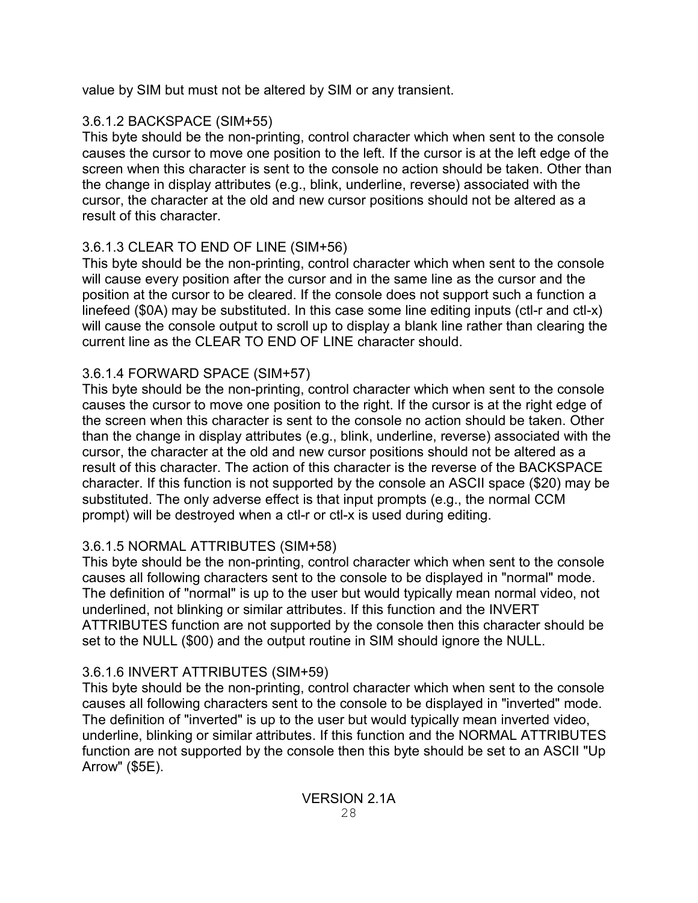value by SIM but must not be altered by SIM or any transient.

#### 3.6.1.2 BACKSPACE (SIM+55)

This byte should be the non-printing, control character which when sent to the console causes the cursor to move one position to the left. If the cursor is at the left edge of the screen when this character is sent to the console no action should be taken. Other than the change in display attributes (e.g., blink, underline, reverse) associated with the cursor, the character at the old and new cursor positions should not be altered as a result of this character.

#### 3.6.1.3 CLEAR TO END OF LINE (SIM+56)

This byte should be the non-printing, control character which when sent to the console will cause every position after the cursor and in the same line as the cursor and the position at the cursor to be cleared. If the console does not support such a function a linefeed ($0A) may be substituted. In this case some line editing inputs (ctl-r and ctl-x) will cause the console output to scroll up to display a blank line rather than clearing the current line as the CLEAR TO END OF LINE character should.

#### 3.6.1.4 FORWARD SPACE (SIM+57)

This byte should be the non-printing, control character which when sent to the console causes the cursor to move one position to the right. If the cursor is at the right edge of the screen when this character is sent to the console no action should be taken. Other than the change in display attributes (e.g., blink, underline, reverse) associated with the cursor, the character at the old and new cursor positions should not be altered as a result of this character. The action of this character is the reverse of the BACKSPACE character. If this function is not supported by the console an ASCII space ($20) may be substituted. The only adverse effect is that input prompts (e.g., the normal CCM prompt) will be destroyed when a ctl-r or ctl-x is used during editing.

#### 3.6.1.5 NORMAL ATTRIBUTES (SIM+58)

This byte should be the non-printing, control character which when sent to the console causes all following characters sent to the console to be displayed in "normal" mode. The definition of "normal" is up to the user but would typically mean normal video, not underlined, not blinking or similar attributes. If this function and the INVERT ATTRIBUTES function are not supported by the console then this character should be set to the NULL ($00) and the output routine in SIM should ignore the NULL.

#### 3.6.1.6 INVERT ATTRIBUTES (SIM+59)

This byte should be the non-printing, control character which when sent to the console causes all following characters sent to the console to be displayed in "inverted" mode. The definition of "inverted" is up to the user but would typically mean inverted video, underline, blinking or similar attributes. If this function and the NORMAL ATTRIBUTES function are not supported by the console then this byte should be set to an ASCII "Up Arrow" ($5E).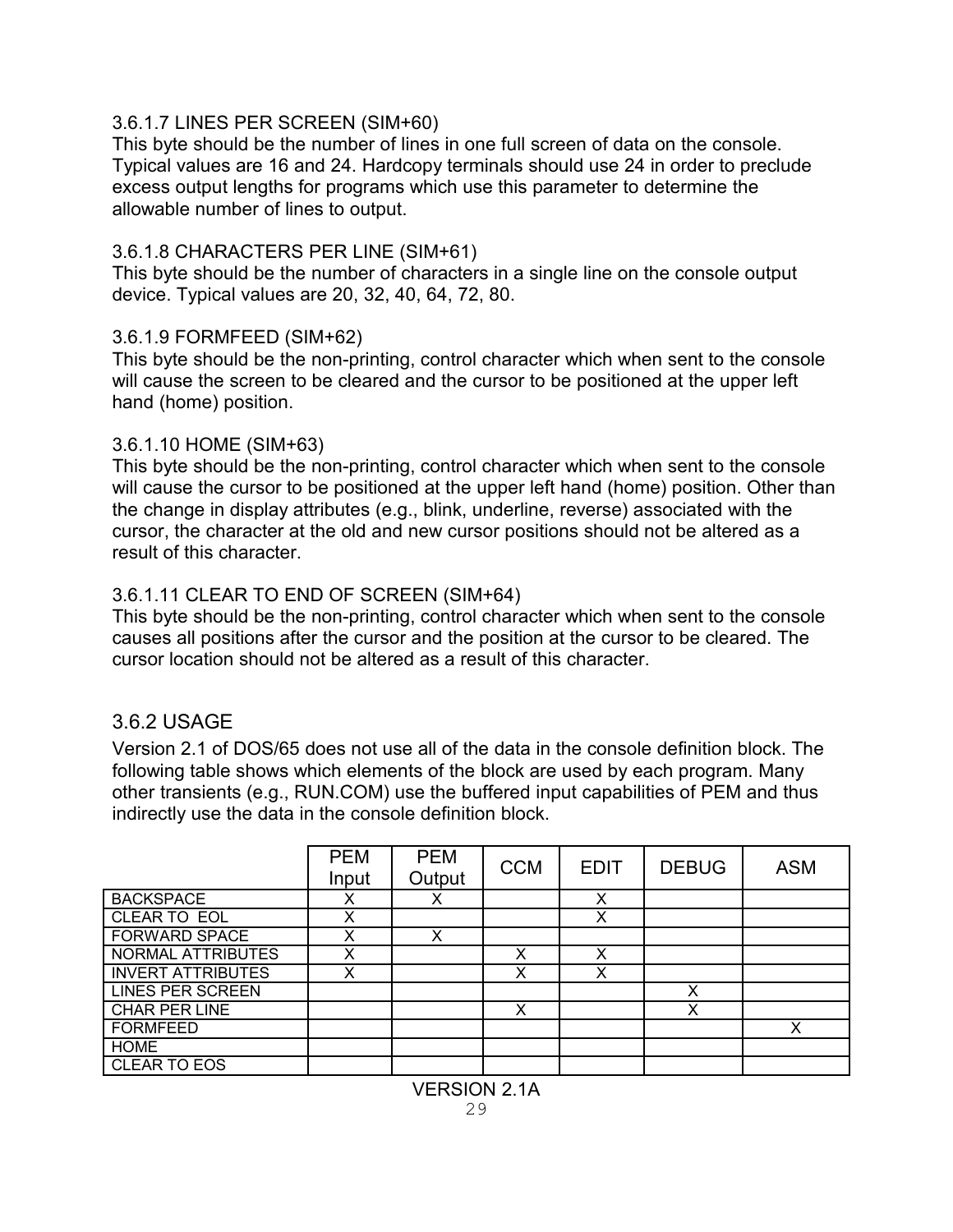3.6.1.7 LINES PER SCREEN (SIM+60)

This byte should be the number of lines in one full screen of data on the console. Typical values are 16 and 24. Hardcopy terminals should use 24 in order to preclude excess output lengths for programs which use this parameter to determine the allowable number of lines to output.

3.6.1.8 CHARACTERS PER LINE (SIM+61)

This byte should be the number of characters in a single line on the console output device. Typical values are 20, 32, 40, 64, 72, 80.

3.6.1.9 FORMFEED (SIM+62)

This byte should be the non-printing, control character which when sent to the console will cause the screen to be cleared and the cursor to be positioned at the upper left hand (home) position.

3.6.1.10 HOME (SIM+63)

This byte should be the non-printing, control character which when sent to the console will cause the cursor to be positioned at the upper left hand (home) position. Other than the change in display attributes (e.g., blink, underline, reverse) associated with the cursor, the character at the old and new cursor positions should not be altered as a result of this character.

3.6.1.11 CLEAR TO END OF SCREEN (SIM+64)

This byte should be the non-printing, control character which when sent to the console causes all positions after the cursor and the position at the cursor to be cleared. The cursor location should not be altered as a result of this character.

## 3.6.2 USAGE

Version 2.1 of DOS/65 does not use all of the data in the console definition block. The following table shows which elements of the block are used by each program. Many other transients (e.g., RUN.COM) use the buffered input capabilities of PEM and thus indirectly use the data in the console definition block.

| | PEM Input | PEM Output | CCM | EDIT | DEBUG | ASM |
|---|---|---|---|---|---|---|
| BACKSPACE | X | X | | X | | |
| CLEAR TO EOL | X | | | X | | |
| FORWARD SPACE | X | X | | | | |
| NORMAL ATTRIBUTES | X | | X | X | | |
| INVERT ATTRIBUTES | X | | X | X | | |
| LINES PER SCREEN | | | | | X | |
| CHAR PER LINE | | | X | | X | |
| FORMFEED | | | | | | X |
| HOME | | | | | | |
| CLEAR TO EOS | | | | | | |

VERSION 2.1A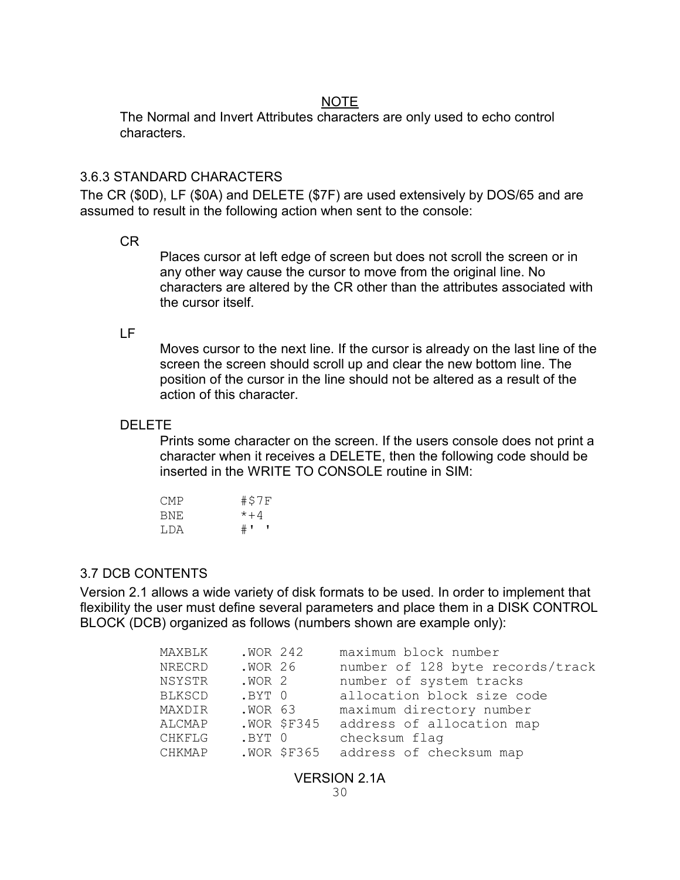<u>NOTE</u>

The Normal and Invert Attributes characters are only used to echo control characters.

### 3.6.3 STANDARD CHARACTERS

The CR ($0D), LF ($0A) and DELETE ($7F) are used extensively by DOS/65 and are assumed to result in the following action when sent to the console:

CR

Places cursor at left edge of screen but does not scroll the screen or in any other way cause the cursor to move from the original line. No characters are altered by the CR other than the attributes associated with the cursor itself.

LF

Moves cursor to the next line. If the cursor is already on the last line of the screen the screen should scroll up and clear the new bottom line. The position of the cursor in the line should not be altered as a result of the action of this character.

DELETE

Prints some character on the screen. If the users console does not print a character when it receives a DELETE, then the following code should be inserted in the WRITE TO CONSOLE routine in SIM:

```
CMP      #$7F
BNE      *+4
LDA      #' '
```

## 3.7 DCB CONTENTS

Version 2.1 allows a wide variety of disk formats to be used. In order to implement that flexibility the user must define several parameters and place them in a DISK CONTROL BLOCK (DCB) organized as follows (numbers shown are example only):

```
MAXBLK    .WOR 242     maximum block number
NRECRD    .WOR 26      number of 128 byte records/track
NSYSTR    .WOR 2       number of system tracks
BLKSCD    .BYT 0       allocation block size code
MAXDIR    .WOR 63      maximum directory number
ALCMAP    .WOR $F345   address of allocation map
CHKFLG    .BYT 0       checksum flag
CHKMAP    .WOR $F365   address of checksum map
```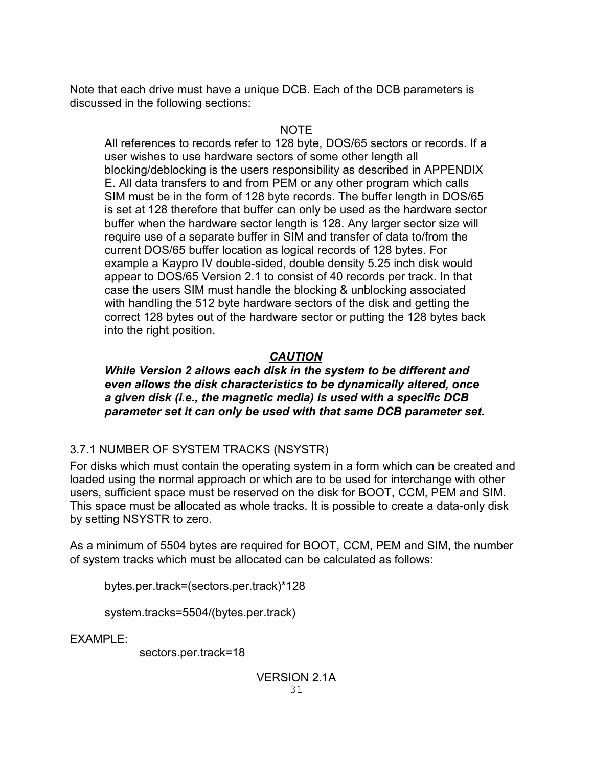Note that each drive must have a unique DCB. Each of the DCB parameters is discussed in the following sections:

<u>NOTE</u>

All references to records refer to 128 byte, DOS/65 sectors or records. If a user wishes to use hardware sectors of some other length all blocking/deblocking is the users responsibility as described in APPENDIX E. All data transfers to and from PEM or any other program which calls SIM must be in the form of 128 byte records. The buffer length in DOS/65 is set at 128 therefore that buffer can only be used as the hardware sector buffer when the hardware sector length is 128. Any larger sector size will require use of a separate buffer in SIM and transfer of data to/from the current DOS/65 buffer location as logical records of 128 bytes. For example a Kaypro IV double-sided, double density 5.25 inch disk would appear to DOS/65 Version 2.1 to consist of 40 records per track. In that case the users SIM must handle the blocking & unblocking associated with handling the 512 byte hardware sectors of the disk and getting the correct 128 bytes out of the hardware sector or putting the 128 bytes back into the right position.

***CAUTION***

***While Version 2 allows each disk in the system to be different and even allows the disk characteristics to be dynamically altered, once a given disk (i.e., the magnetic media) is used with a specific DCB parameter set it can only be used with that same DCB parameter set.***

### 3.7.1 NUMBER OF SYSTEM TRACKS (NSYSTR)

For disks which must contain the operating system in a form which can be created and loaded using the normal approach or which are to be used for interchange with other users, sufficient space must be reserved on the disk for BOOT, CCM, PEM and SIM. This space must be allocated as whole tracks. It is possible to create a data-only disk by setting NSYSTR to zero.

As a minimum of 5504 bytes are required for BOOT, CCM, PEM and SIM, the number of system tracks which must be allocated can be calculated as follows:

```
bytes.per.track=(sectors.per.track)*128

system.tracks=5504/(bytes.per.track)
```

EXAMPLE:

```
sectors.per.track=18
```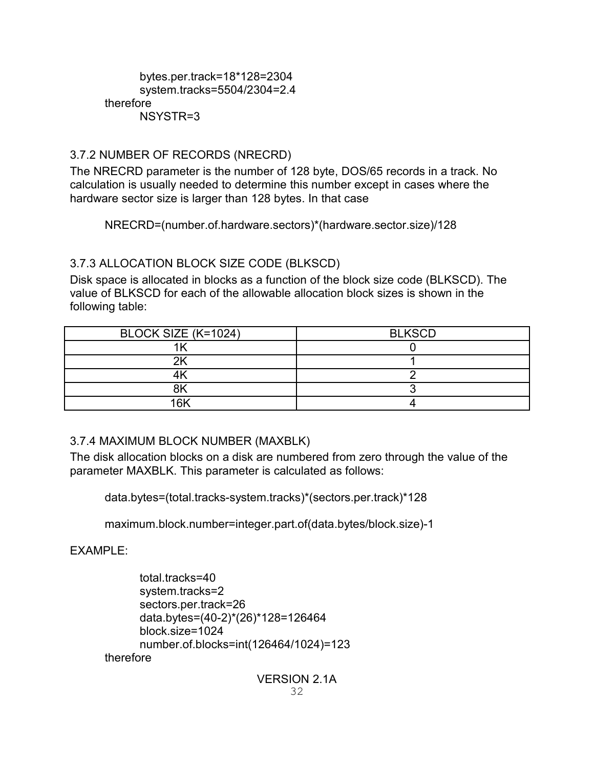```
        bytes.per.track=18*128=2304
        system.tracks=5504/2304=2.4
therefore
        NSYSTR=3
```

### 3.7.2 NUMBER OF RECORDS (NRECRD)

The NRECRD parameter is the number of 128 byte, DOS/65 records in a track. No calculation is usually needed to determine this number except in cases where the hardware sector size is larger than 128 bytes. In that case

```
NRECRD=(number.of.hardware.sectors)*(hardware.sector.size)/128
```

### 3.7.3 ALLOCATION BLOCK SIZE CODE (BLKSCD)

Disk space is allocated in blocks as a function of the block size code (BLKSCD). The value of BLKSCD for each of the allowable allocation block sizes is shown in the following table:

| BLOCK SIZE (K=1024) | BLKSCD |
|---|---|
| 1K | 0 |
| 2K | 1 |
| 4K | 2 |
| 8K | 3 |
| 16K | 4 |

### 3.7.4 MAXIMUM BLOCK NUMBER (MAXBLK)

The disk allocation blocks on a disk are numbered from zero through the value of the parameter MAXBLK. This parameter is calculated as follows:

```
data.bytes=(total.tracks-system.tracks)*(sectors.per.track)*128

maximum.block.number=integer.part.of(data.bytes/block.size)-1
```

EXAMPLE:

```
        total.tracks=40
        system.tracks=2
        sectors.per.track=26
        data.bytes=(40-2)*(26)*128=126464
        block.size=1024
        number.of.blocks=int(126464/1024)=123
therefore
```

VERSION 2.1A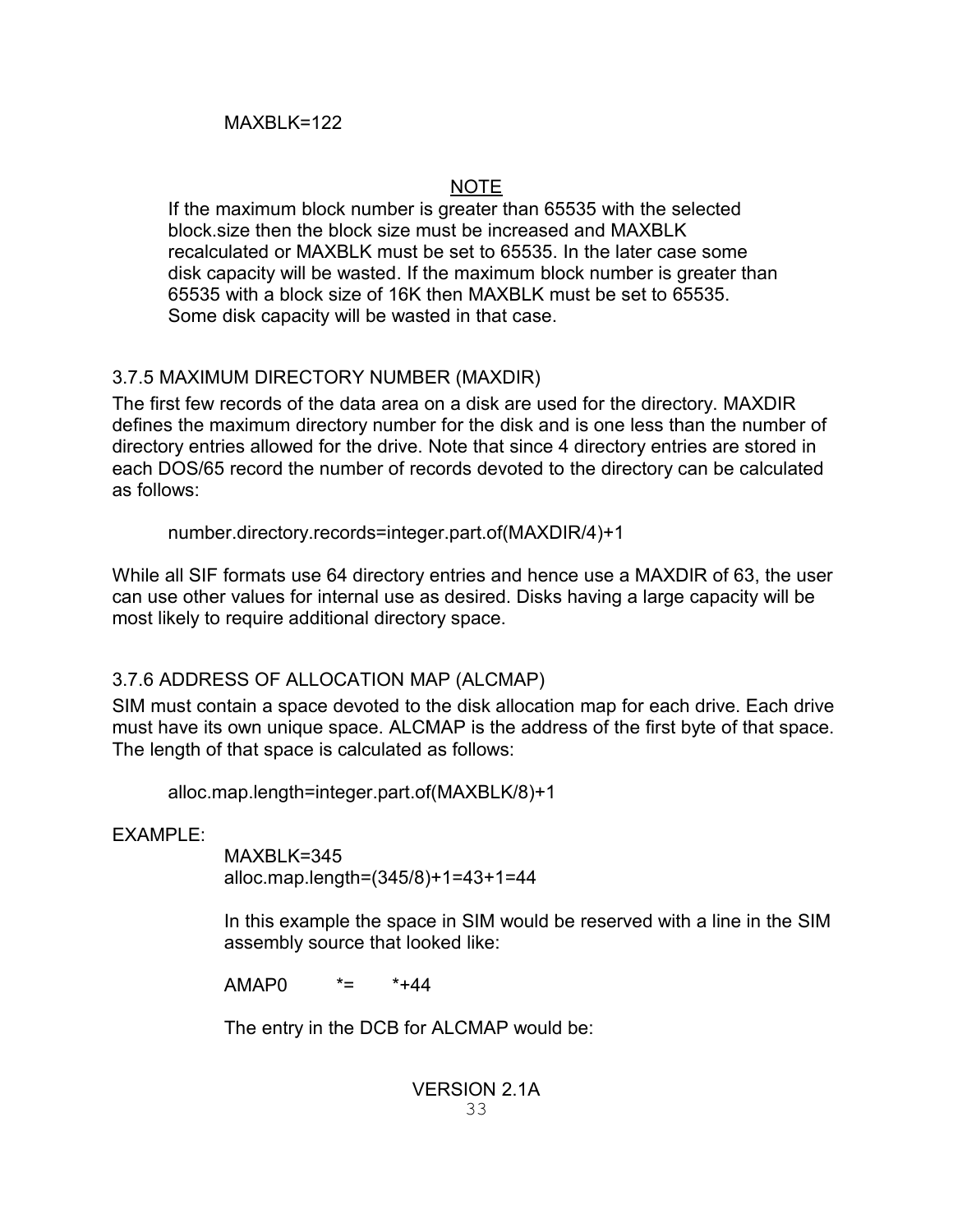MAXBLK=122

NOTE

If the maximum block number is greater than 65535 with the selected block.size then the block size must be increased and MAXBLK recalculated or MAXBLK must be set to 65535. In the later case some disk capacity will be wasted. If the maximum block number is greater than 65535 with a block size of 16K then MAXBLK must be set to 65535. Some disk capacity will be wasted in that case.

### 3.7.5 MAXIMUM DIRECTORY NUMBER (MAXDIR)

The first few records of the data area on a disk are used for the directory. MAXDIR defines the maximum directory number for the disk and is one less than the number of directory entries allowed for the drive. Note that since 4 directory entries are stored in each DOS/65 record the number of records devoted to the directory can be calculated as follows:

number.directory.records=integer.part.of(MAXDIR/4)+1

While all SIF formats use 64 directory entries and hence use a MAXDIR of 63, the user can use other values for internal use as desired. Disks having a large capacity will be most likely to require additional directory space.

### 3.7.6 ADDRESS OF ALLOCATION MAP (ALCMAP)

SIM must contain a space devoted to the disk allocation map for each drive. Each drive must have its own unique space. ALCMAP is the address of the first byte of that space. The length of that space is calculated as follows:

alloc.map.length=integer.part.of(MAXBLK/8)+1

EXAMPLE:

MAXBLK=345
alloc.map.length=(345/8)+1=43+1=44

In this example the space in SIM would be reserved with a line in the SIM assembly source that looked like:

```
AMAP0     *=     *+44
```

The entry in the DCB for ALCMAP would be:

VERSION 2.1A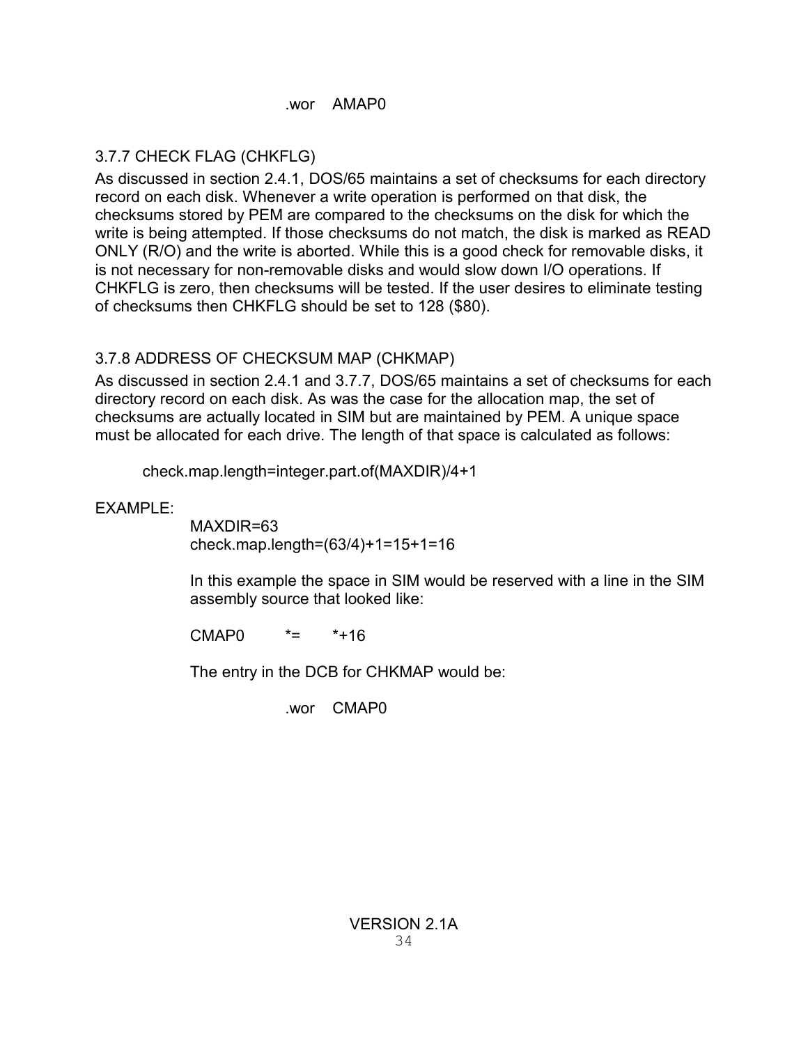```
.wor    AMAP0
```

### 3.7.7 CHECK FLAG (CHKFLG)

As discussed in section 2.4.1, DOS/65 maintains a set of checksums for each directory record on each disk. Whenever a write operation is performed on that disk, the checksums stored by PEM are compared to the checksums on the disk for which the write is being attempted. If those checksums do not match, the disk is marked as READ ONLY (R/O) and the write is aborted. While this is a good check for removable disks, it is not necessary for non-removable disks and would slow down I/O operations. If CHKFLG is zero, then checksums will be tested. If the user desires to eliminate testing of checksums then CHKFLG should be set to 128 ($80).

### 3.7.8 ADDRESS OF CHECKSUM MAP (CHKMAP)

As discussed in section 2.4.1 and 3.7.7, DOS/65 maintains a set of checksums for each directory record on each disk. As was the case for the allocation map, the set of checksums are actually located in SIM but are maintained by PEM. A unique space must be allocated for each drive. The length of that space is calculated as follows:

check.map.length=integer.part.of(MAXDIR)/4+1

EXAMPLE:

MAXDIR=63
check.map.length=(63/4)+1=15+1=16

In this example the space in SIM would be reserved with a line in the SIM assembly source that looked like:

```
CMAP0    *=    *+16
```

The entry in the DCB for CHKMAP would be:

```
.wor    CMAP0
```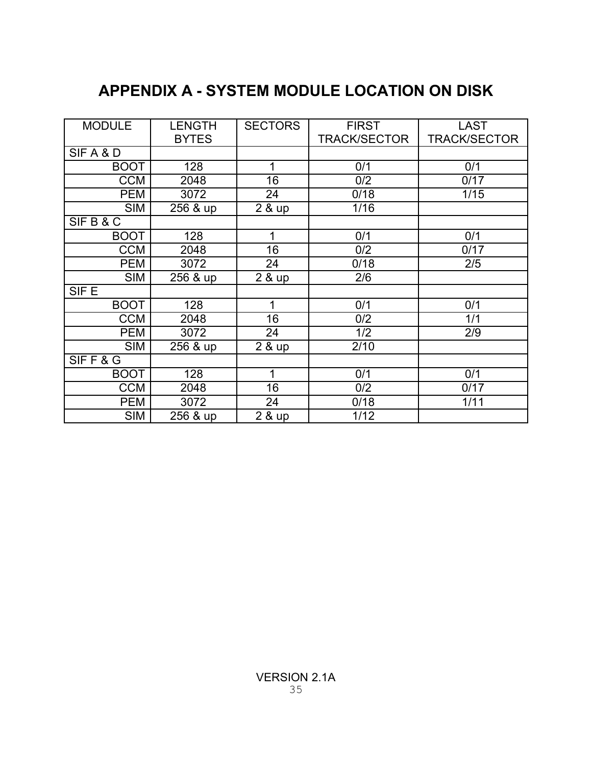# APPENDIX A - SYSTEM MODULE LOCATION ON DISK

| MODULE | LENGTH BYTES | SECTORS | FIRST TRACK/SECTOR | LAST TRACK/SECTOR |
|---|---|---|---|---|
| SIF A & D | | | | |
| BOOT | 128 | 1 | 0/1 | 0/1 |
| CCM | 2048 | 16 | 0/2 | 0/17 |
| PEM | 3072 | 24 | 0/18 | 1/15 |
| SIM | 256 & up | 2 & up | 1/16 | |
| SIF B & C | | | | |
| BOOT | 128 | 1 | 0/1 | 0/1 |
| CCM | 2048 | 16 | 0/2 | 0/17 |
| PEM | 3072 | 24 | 0/18 | 2/5 |
| SIM | 256 & up | 2 & up | 2/6 | |
| SIF E | | | | |
| BOOT | 128 | 1 | 0/1 | 0/1 |
| CCM | 2048 | 16 | 0/2 | 1/1 |
| PEM | 3072 | 24 | 1/2 | 2/9 |
| SIM | 256 & up | 2 & up | 2/10 | |
| SIF F & G | | | | |
| BOOT | 128 | 1 | 0/1 | 0/1 |
| CCM | 2048 | 16 | 0/2 | 0/17 |
| PEM | 3072 | 24 | 0/18 | 1/11 |
| SIM | 256 & up | 2 & up | 1/12 | |

VERSION 2.1A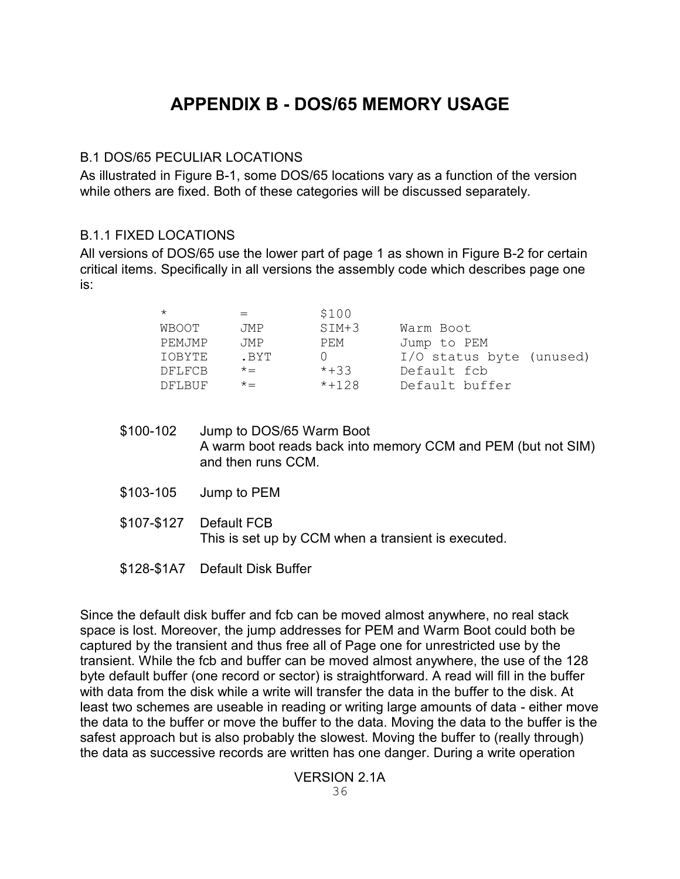# APPENDIX B - DOS/65 MEMORY USAGE

B.1 DOS/65 PECULIAR LOCATIONS

As illustrated in Figure B-1, some DOS/65 locations vary as a function of the version while others are fixed. Both of these categories will be discussed separately.

B.1.1 FIXED LOCATIONS

All versions of DOS/65 use the lower part of page 1 as shown in Figure B-2 for certain critical items. Specifically in all versions the assembly code which describes page one is:

```
*         =        $100
WBOOT     JMP      SIM+3     Warm Boot
PEMJMP    JMP      PEM       Jump to PEM
IOBYTE    .BYT     0         I/O status byte (unused)
DFLFCB    *=       *+33      Default fcb
DFLBUF    *=       *+128     Default buffer
```

$100-102 Jump to DOS/65 Warm Boot
A warm boot reads back into memory CCM and PEM (but not SIM) and then runs CCM.

$103-105 Jump to PEM

$107-$127 Default FCB
This is set up by CCM when a transient is executed.

$128-$1A7 Default Disk Buffer

Since the default disk buffer and fcb can be moved almost anywhere, no real stack space is lost. Moreover, the jump addresses for PEM and Warm Boot could both be captured by the transient and thus free all of Page one for unrestricted use by the transient. While the fcb and buffer can be moved almost anywhere, the use of the 128 byte default buffer (one record or sector) is straightforward. A read will fill in the buffer with data from the disk while a write will transfer the data in the buffer to the disk. At least two schemes are useable in reading or writing large amounts of data - either move the data to the buffer or move the buffer to the data. Moving the data to the buffer is the safest approach but is also probably the slowest. Moving the buffer to (really through) the data as successive records are written has one danger. During a write operation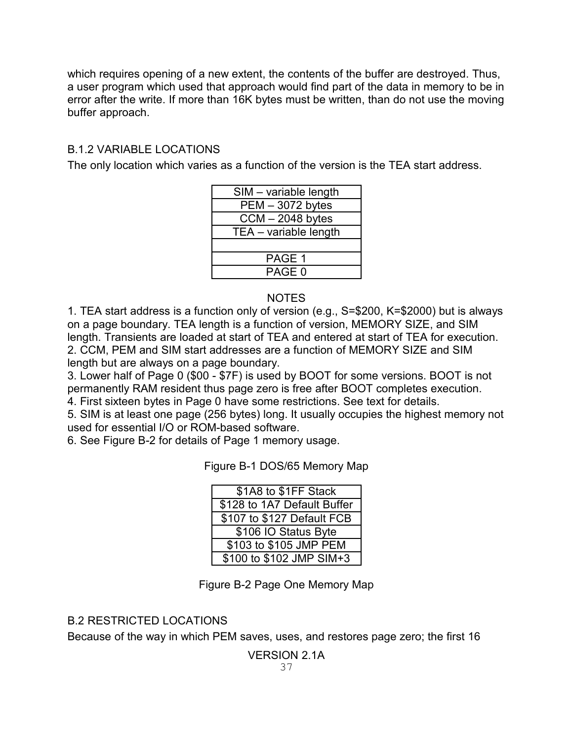which requires opening of a new extent, the contents of the buffer are destroyed. Thus, a user program which used that approach would find part of the data in memory to be in error after the write. If more than 16K bytes must be written, than do not use the moving buffer approach.

### B.1.2 VARIABLE LOCATIONS

The only location which varies as a function of the version is the TEA start address.

| SIM – variable length |
|---|
| PEM – 3072 bytes |
| CCM – 2048 bytes |
| TEA – variable length |
| |
| PAGE 1 |
| PAGE 0 |

NOTES

1. TEA start address is a function only of version (e.g., S=$200, K=$2000) but is always on a page boundary. TEA length is a function of version, MEMORY SIZE, and SIM length. Transients are loaded at start of TEA and entered at start of TEA for execution.
2. CCM, PEM and SIM start addresses are a function of MEMORY SIZE and SIM length but are always on a page boundary.
3. Lower half of Page 0 ($00 - $7F) is used by BOOT for some versions. BOOT is not permanently RAM resident thus page zero is free after BOOT completes execution.
4. First sixteen bytes in Page 0 have some restrictions. See text for details.
5. SIM is at least one page (256 bytes) long. It usually occupies the highest memory not used for essential I/O or ROM-based software.
6. See Figure B-2 for details of Page 1 memory usage.

Figure B-1 DOS/65 Memory Map

| $1A8 to $1FF Stack |
|---|
| $128 to 1A7 Default Buffer |
| $107 to $127 Default FCB |
| $106 IO Status Byte |
| $103 to $105 JMP PEM |
| $100 to $102 JMP SIM+3 |

Figure B-2 Page One Memory Map

## B.2 RESTRICTED LOCATIONS

Because of the way in which PEM saves, uses, and restores page zero; the first 16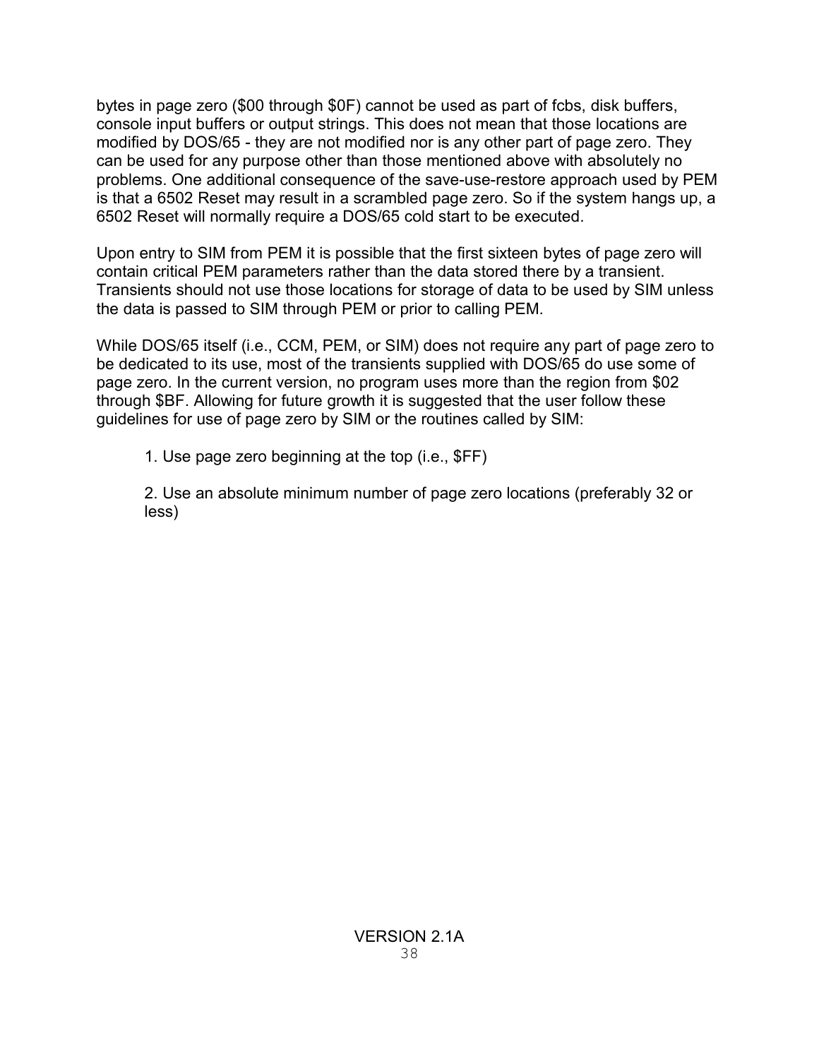bytes in page zero ($00 through $0F) cannot be used as part of fcbs, disk buffers, console input buffers or output strings. This does not mean that those locations are modified by DOS/65 - they are not modified nor is any other part of page zero. They can be used for any purpose other than those mentioned above with absolutely no problems. One additional consequence of the save-use-restore approach used by PEM is that a 6502 Reset may result in a scrambled page zero. So if the system hangs up, a 6502 Reset will normally require a DOS/65 cold start to be executed.

Upon entry to SIM from PEM it is possible that the first sixteen bytes of page zero will contain critical PEM parameters rather than the data stored there by a transient. Transients should not use those locations for storage of data to be used by SIM unless the data is passed to SIM through PEM or prior to calling PEM.

While DOS/65 itself (i.e., CCM, PEM, or SIM) does not require any part of page zero to be dedicated to its use, most of the transients supplied with DOS/65 do use some of page zero. In the current version, no program uses more than the region from $02 through $BF. Allowing for future growth it is suggested that the user follow these guidelines for use of page zero by SIM or the routines called by SIM:

1. Use page zero beginning at the top (i.e., $FF)

2. Use an absolute minimum number of page zero locations (preferably 32 or less)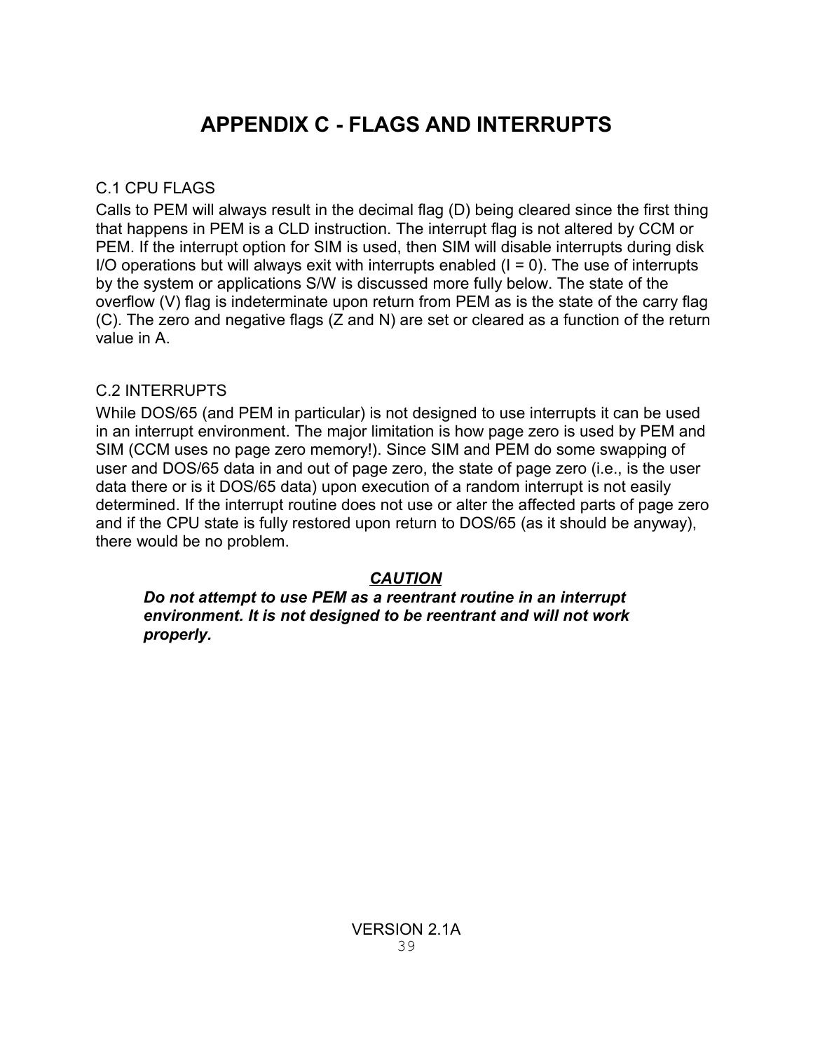# APPENDIX C - FLAGS AND INTERRUPTS

## C.1 CPU FLAGS

Calls to PEM will always result in the decimal flag (D) being cleared since the first thing that happens in PEM is a CLD instruction. The interrupt flag is not altered by CCM or PEM. If the interrupt option for SIM is used, then SIM will disable interrupts during disk I/O operations but will always exit with interrupts enabled (I = 0). The use of interrupts by the system or applications S/W is discussed more fully below. The state of the overflow (V) flag is indeterminate upon return from PEM as is the state of the carry flag (C). The zero and negative flags (Z and N) are set or cleared as a function of the return value in A.

## C.2 INTERRUPTS

While DOS/65 (and PEM in particular) is not designed to use interrupts it can be used in an interrupt environment. The major limitation is how page zero is used by PEM and SIM (CCM uses no page zero memory!). Since SIM and PEM do some swapping of user and DOS/65 data in and out of page zero, the state of page zero (i.e., is the user data there or is it DOS/65 data) upon execution of a random interrupt is not easily determined. If the interrupt routine does not use or alter the affected parts of page zero and if the CPU state is fully restored upon return to DOS/65 (as it should be anyway), there would be no problem.

***CAUTION***

***Do not attempt to use PEM as a reentrant routine in an interrupt environment. It is not designed to be reentrant and will not work properly.***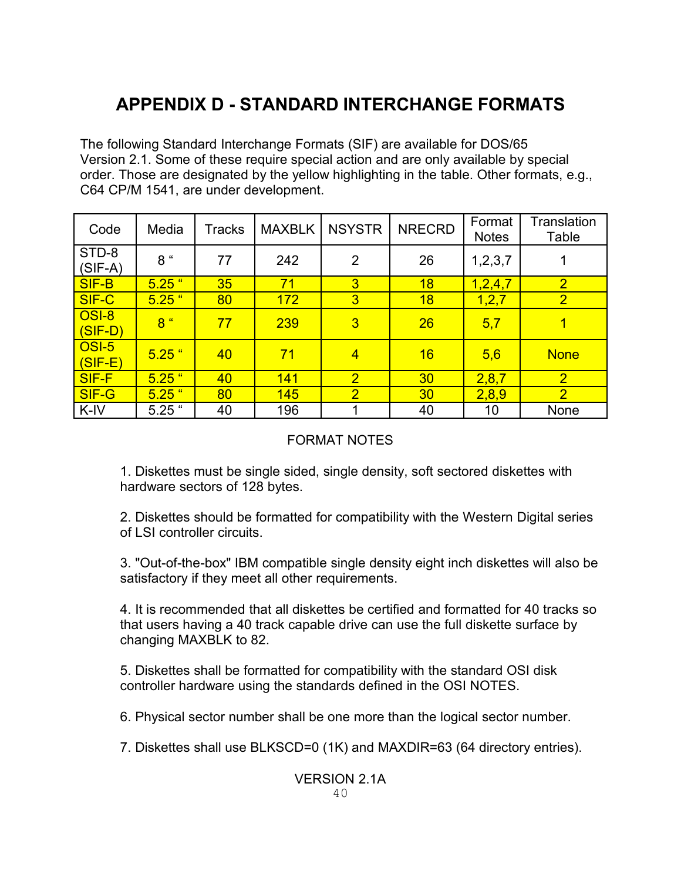# APPENDIX D - STANDARD INTERCHANGE FORMATS

The following Standard Interchange Formats (SIF) are available for DOS/65 Version 2.1. Some of these require special action and are only available by special order. Those are designated by the yellow highlighting in the table. Other formats, e.g., C64 CP/M 1541, are under development.

| Code | Media | Tracks | MAXBLK | NSYSTR | NRECRD | Format Notes | Translation Table |
|---|---|---|---|---|---|---|---|
| STD-8 (SIF-A) | 8 " | 77 | 242 | 2 | 26 | 1,2,3,7 | 1 |
| SIF-B | 5.25 " | 35 | 71 | 3 | 18 | 1,2,4,7 | 2 |
| SIF-C | 5.25 " | 80 | 172 | 3 | 18 | 1,2,7 | 2 |
| OSI-8 (SIF-D) | 8 " | 77 | 239 | 3 | 26 | 5,7 | 1 |
| OSI-5 (SIF-E) | 5.25 " | 40 | 71 | 4 | 16 | 5,6 | None |
| SIF-F | 5.25 " | 40 | 141 | 2 | 30 | 2,8,7 | 2 |
| SIF-G | 5.25 " | 80 | 145 | 2 | 30 | 2,8,9 | 2 |
| K-IV | 5.25 " | 40 | 196 | 1 | 40 | 10 | None |

FORMAT NOTES

1. Diskettes must be single sided, single density, soft sectored diskettes with hardware sectors of 128 bytes.

2. Diskettes should be formatted for compatibility with the Western Digital series of LSI controller circuits.

3. "Out-of-the-box" IBM compatible single density eight inch diskettes will also be satisfactory if they meet all other requirements.

4. It is recommended that all diskettes be certified and formatted for 40 tracks so that users having a 40 track capable drive can use the full diskette surface by changing MAXBLK to 82.

5. Diskettes shall be formatted for compatibility with the standard OSI disk controller hardware using the standards defined in the OSI NOTES.

6. Physical sector number shall be one more than the logical sector number.

7. Diskettes shall use BLKSCD=0 (1K) and MAXDIR=63 (64 directory entries).

VERSION 2.1A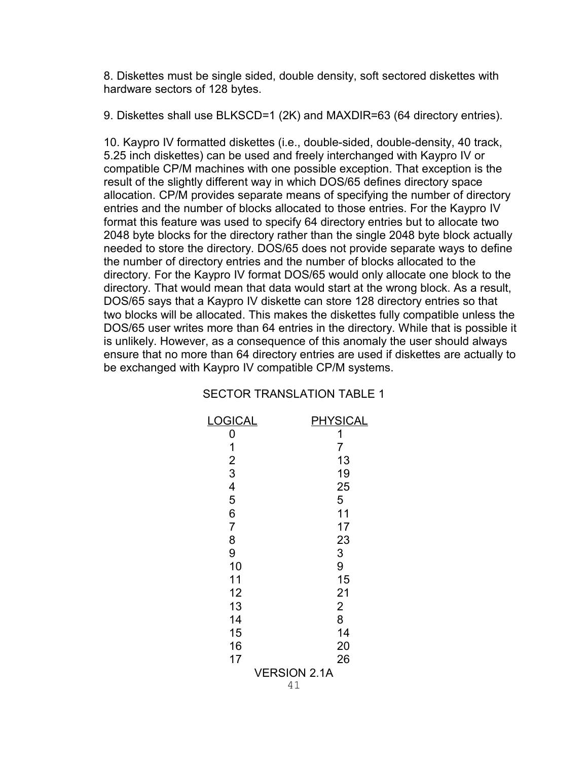8. Diskettes must be single sided, double density, soft sectored diskettes with hardware sectors of 128 bytes.

9. Diskettes shall use BLKSCD=1 (2K) and MAXDIR=63 (64 directory entries).

10. Kaypro IV formatted diskettes (i.e., double-sided, double-density, 40 track, 5.25 inch diskettes) can be used and freely interchanged with Kaypro IV or compatible CP/M machines with one possible exception. That exception is the result of the slightly different way in which DOS/65 defines directory space allocation. CP/M provides separate means of specifying the number of directory entries and the number of blocks allocated to those entries. For the Kaypro IV format this feature was used to specify 64 directory entries but to allocate two 2048 byte blocks for the directory rather than the single 2048 byte block actually needed to store the directory. DOS/65 does not provide separate ways to define the number of directory entries and the number of blocks allocated to the directory. For the Kaypro IV format DOS/65 would only allocate one block to the directory. That would mean that data would start at the wrong block. As a result, DOS/65 says that a Kaypro IV diskette can store 128 directory entries so that two blocks will be allocated. This makes the diskettes fully compatible unless the DOS/65 user writes more than 64 entries in the directory. While that is possible it is unlikely. However, as a consequence of this anomaly the user should always ensure that no more than 64 directory entries are used if diskettes are actually to be exchanged with Kaypro IV compatible CP/M systems.

SECTOR TRANSLATION TABLE 1

| LOGICAL | PHYSICAL |
|---|---|
| 0 | 1 |
| 1 | 7 |
| 2 | 13 |
| 3 | 19 |
| 4 | 25 |
| 5 | 5 |
| 6 | 11 |
| 7 | 17 |
| 8 | 23 |
| 9 | 3 |
| 10 | 9 |
| 11 | 15 |
| 12 | 21 |
| 13 | 2 |
| 14 | 8 |
| 15 | 14 |
| 16 | 20 |
| 17 | 26 |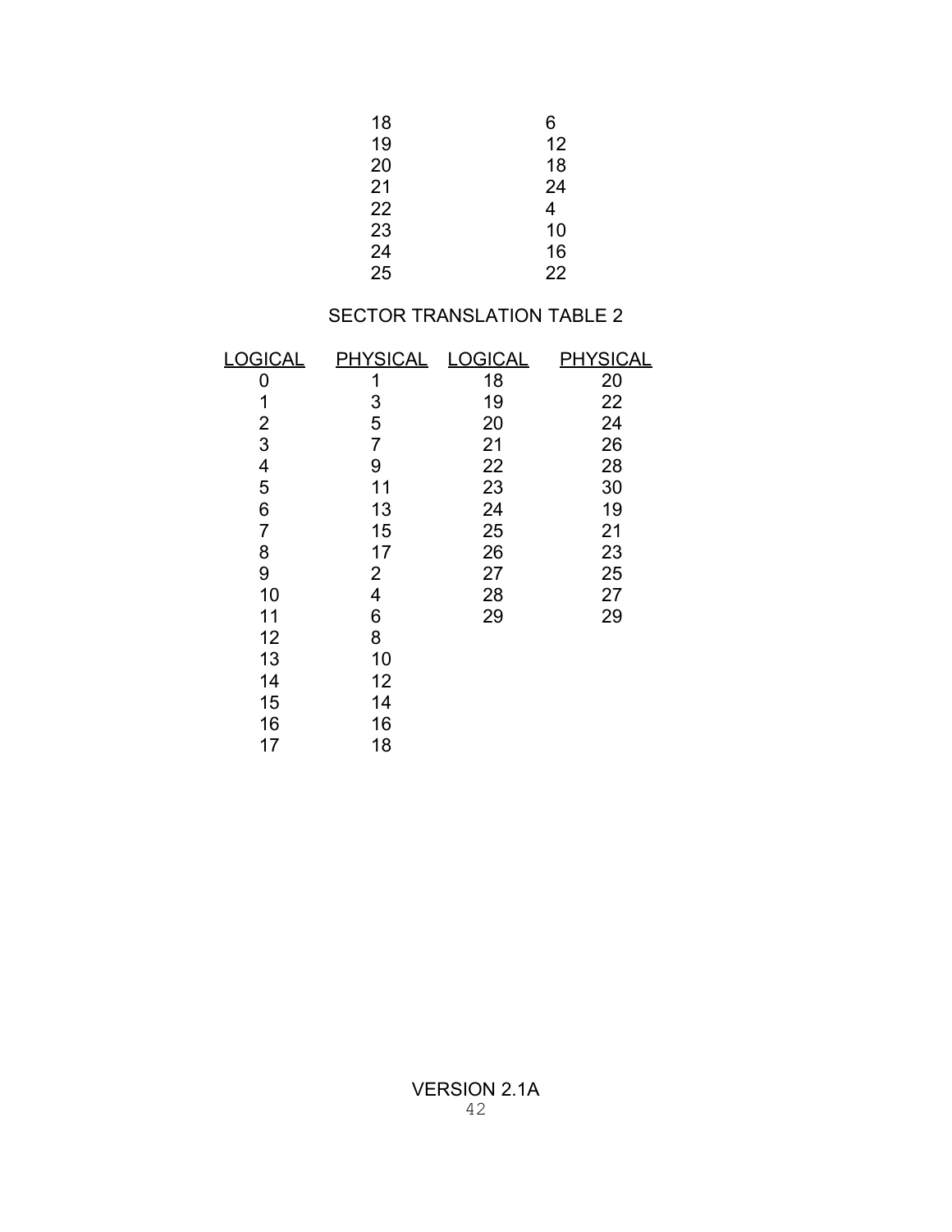| | |
|---|---|
| 18 | 6 |
| 19 | 12 |
| 20 | 18 |
| 21 | 24 |
| 22 | 4 |
| 23 | 10 |
| 24 | 16 |
| 25 | 22 |

SECTOR TRANSLATION TABLE 2

| LOGICAL | PHYSICAL | LOGICAL | PHYSICAL |
|---|---|---|---|
| 0 | 1 | 18 | 20 |
| 1 | 3 | 19 | 22 |
| 2 | 5 | 20 | 24 |
| 3 | 7 | 21 | 26 |
| 4 | 9 | 22 | 28 |
| 5 | 11 | 23 | 30 |
| 6 | 13 | 24 | 19 |
| 7 | 15 | 25 | 21 |
| 8 | 17 | 26 | 23 |
| 9 | 2 | 27 | 25 |
| 10 | 4 | 28 | 27 |
| 11 | 6 | 29 | 29 |
| 12 | 8 | | |
| 13 | 10 | | |
| 14 | 12 | | |
| 15 | 14 | | |
| 16 | 16 | | |
| 17 | 18 | | |

VERSION 2.1A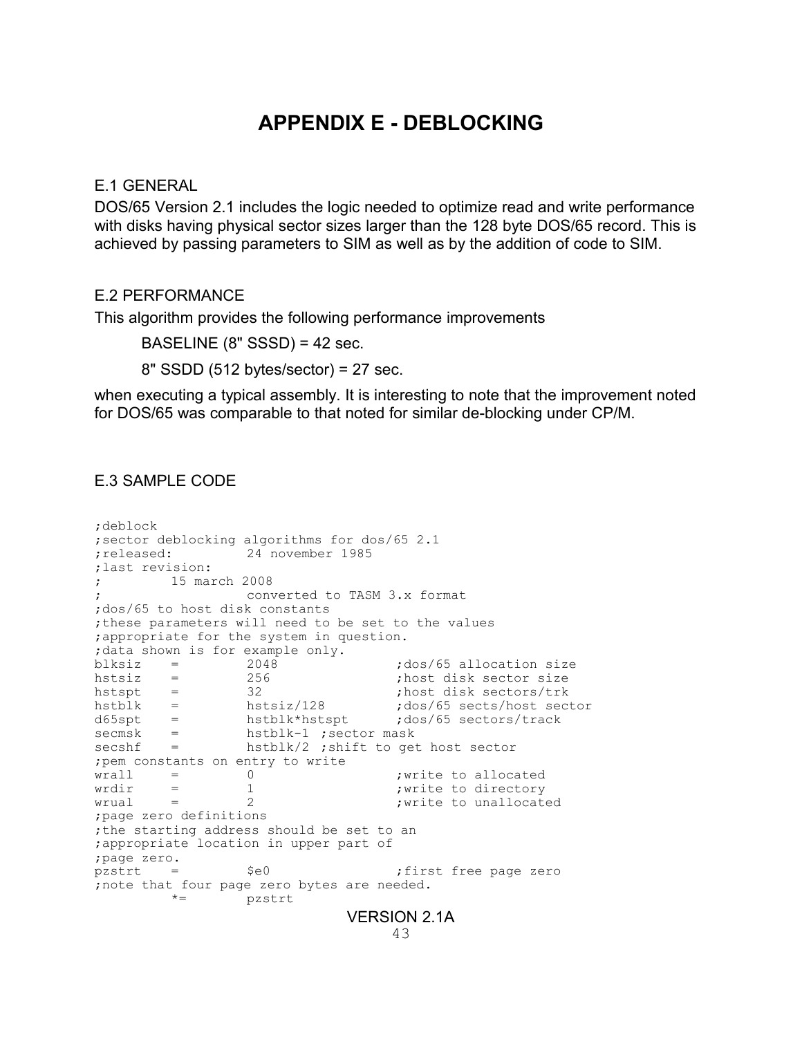# APPENDIX E - DEBLOCKING

## E.1 GENERAL

DOS/65 Version 2.1 includes the logic needed to optimize read and write performance with disks having physical sector sizes larger than the 128 byte DOS/65 record. This is achieved by passing parameters to SIM as well as by the addition of code to SIM.

## E.2 PERFORMANCE

This algorithm provides the following performance improvements

> BASELINE (8" SSSD) = 42 sec.
>
> 8" SSDD (512 bytes/sector) = 27 sec.

when executing a typical assembly. It is interesting to note that the improvement noted for DOS/65 was comparable to that noted for similar de-blocking under CP/M.

## E.3 SAMPLE CODE

```
;deblock
;sector deblocking algorithms for dos/65 2.1
;released:          24 november 1985
;last revision:
;         15 march 2008
;                   converted to TASM 3.x format
;dos/65 to host disk constants
;these parameters will need to be set to the values
;appropriate for the system in question.
;data shown is for example only.
blksiz    =         2048                ;dos/65 allocation size
hstsiz    =         256                 ;host disk sector size
hstspt    =         32                  ;host disk sectors/trk
hstblk    =         hstsiz/128          ;dos/65 sects/host sector
d65spt    =         hstblk*hstspt       ;dos/65 sectors/track
secmsk    =         hstblk-1  ;sector mask
secshf    =         hstblk/2  ;shift to get host sector
;pem constants on entry to write
wrall     =         0                   ;write to allocated
wrdir     =         1                   ;write to directory
wrual     =         2                   ;write to unallocated
;page zero definitions
;the starting address should be set to an
;appropriate location in upper part of
;page zero.
pzstrt    =         $e0                 ;first free page zero
;note that four page zero bytes are needed.
          *=        pzstrt
```

VERSION 2.1A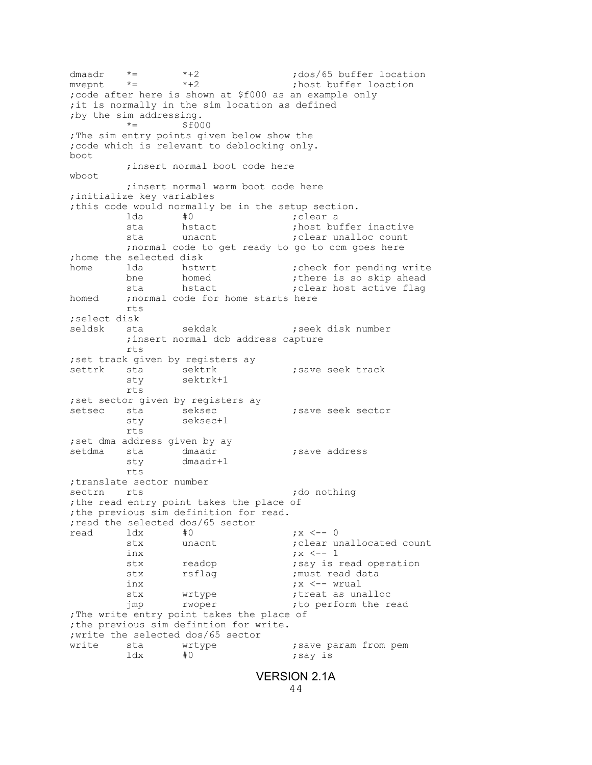```
dmaadr   *=       *+2                ;dos/65 buffer location
mvepnt   *=       *+2                ;host buffer loaction
;code after here is shown at $f000 as an example only
;it is normally in the sim location as defined
;by the sim addressing.
         *=       $f000
;The sim entry points given below show the
;code which is relevant to deblocking only.
boot
         ;insert normal boot code here
wboot
         ;insert normal warm boot code here
;initialize key variables
;this code would normally be in the setup section.
         lda      #0                 ;clear a
         sta      hstact             ;host buffer inactive
         sta      unacnt             ;clear unalloc count
         ;normal code to get ready to go to ccm goes here
;home the selected disk
home     lda      hstwrt             ;check for pending write
         bne      homed              ;there is so skip ahead
         sta      hstact             ;clear host active flag
homed    ;normal code for home starts here
         rts
;select disk
seldsk   sta      sekdsk             ;seek disk number
         ;insert normal dcb address capture
         rts
;set track given by registers ay
settrk   sta      sektrk             ;save seek track
         sty      sektrk+1
         rts
;set sector given by registers ay
setsec   sta      seksec             ;save seek sector
         sty      seksec+1
         rts
;set dma address given by ay
setdma   sta      dmaadr             ;save address
         sty      dmaadr+1
         rts
;translate sector number
sectrn   rts                         ;do nothing
;the read entry point takes the place of
;the previous sim definition for read.
;read the selected dos/65 sector
read     ldx      #0                 ;x <-- 0
         stx      unacnt             ;clear unallocated count
         inx                         ;x <-- 1
         stx      readop             ;say is read operation
         stx      rsflag             ;must read data
         inx                         ;x <-- wrual
         stx      wrtype             ;treat as unalloc
         jmp      rwoper             ;to perform the read
;The write entry point takes the place of
;the previous sim defintion for write.
;write the selected dos/65 sector
write    sta      wrtype             ;save param from pem
         ldx      #0                 ;say is
```

VERSION 2.1A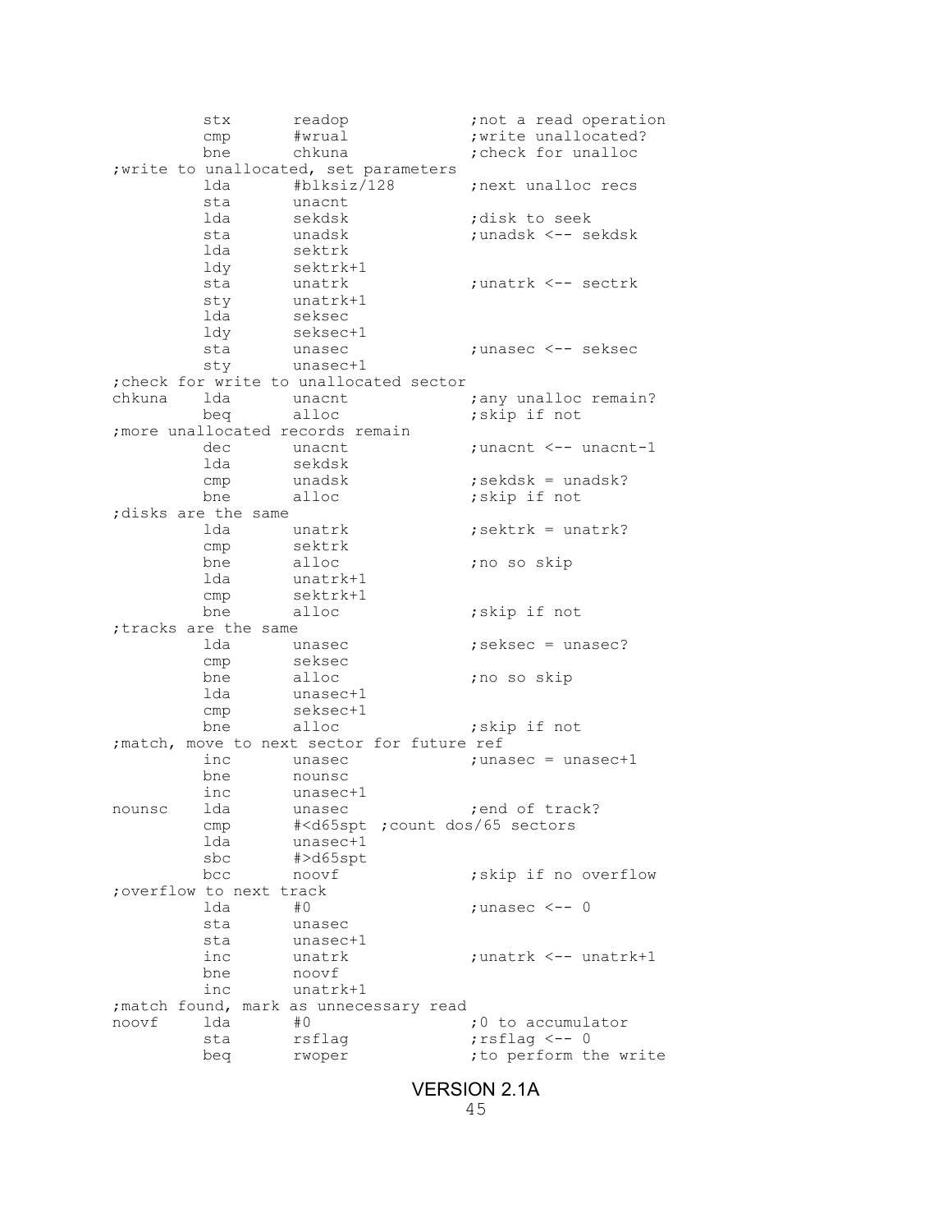```
         stx       readop              ;not a read operation
         cmp       #wrual              ;write unallocated?
         bne       chkuna              ;check for unalloc
;write to unallocated, set parameters
         lda       #blksiz/128         ;next unalloc recs
         sta       unacnt
         lda       sekdsk              ;disk to seek
         sta       unadsk              ;unadsk <-- sekdsk
         lda       sektrk
         ldy       sektrk+1
         sta       unatrk              ;unatrk <-- sectrk
         sty       unatrk+1
         lda       seksec
         ldy       seksec+1
         sta       unasec              ;unasec <-- seksec
         sty       unasec+1
;check for write to unallocated sector
chkuna   lda       unacnt              ;any unalloc remain?
         beq       alloc               ;skip if not
;more unallocated records remain
         dec       unacnt              ;unacnt <-- unacnt-1
         lda       sekdsk
         cmp       unadsk              ;sekdsk = unadsk?
         bne       alloc               ;skip if not
;disks are the same
         lda       unatrk              ;sektrk = unatrk?
         cmp       sektrk
         bne       alloc               ;no so skip
         lda       unatrk+1
         cmp       sektrk+1
         bne       alloc               ;skip if not
;tracks are the same
         lda       unasec              ;seksec = unasec?
         cmp       seksec
         bne       alloc               ;no so skip
         lda       unasec+1
         cmp       seksec+1
         bne       alloc               ;skip if not
;match, move to next sector for future ref
         inc       unasec              ;unasec = unasec+1
         bne       nounsc
         inc       unasec+1
nounsc   lda       unasec              ;end of track?
         cmp       #<d65spt ;count dos/65 sectors
         lda       unasec+1
         sbc       #>d65spt
         bcc       noovf               ;skip if no overflow
;overflow to next track
         lda       #0                  ;unasec <-- 0
         sta       unasec
         sta       unasec+1
         inc       unatrk              ;unatrk <-- unatrk+1
         bne       noovf
         inc       unatrk+1
;match found, mark as unnecessary read
noovf    lda       #0                  ;0 to accumulator
         sta       rsflag              ;rsflag <-- 0
         beq       rwoper              ;to perform the write
```

VERSION 2.1A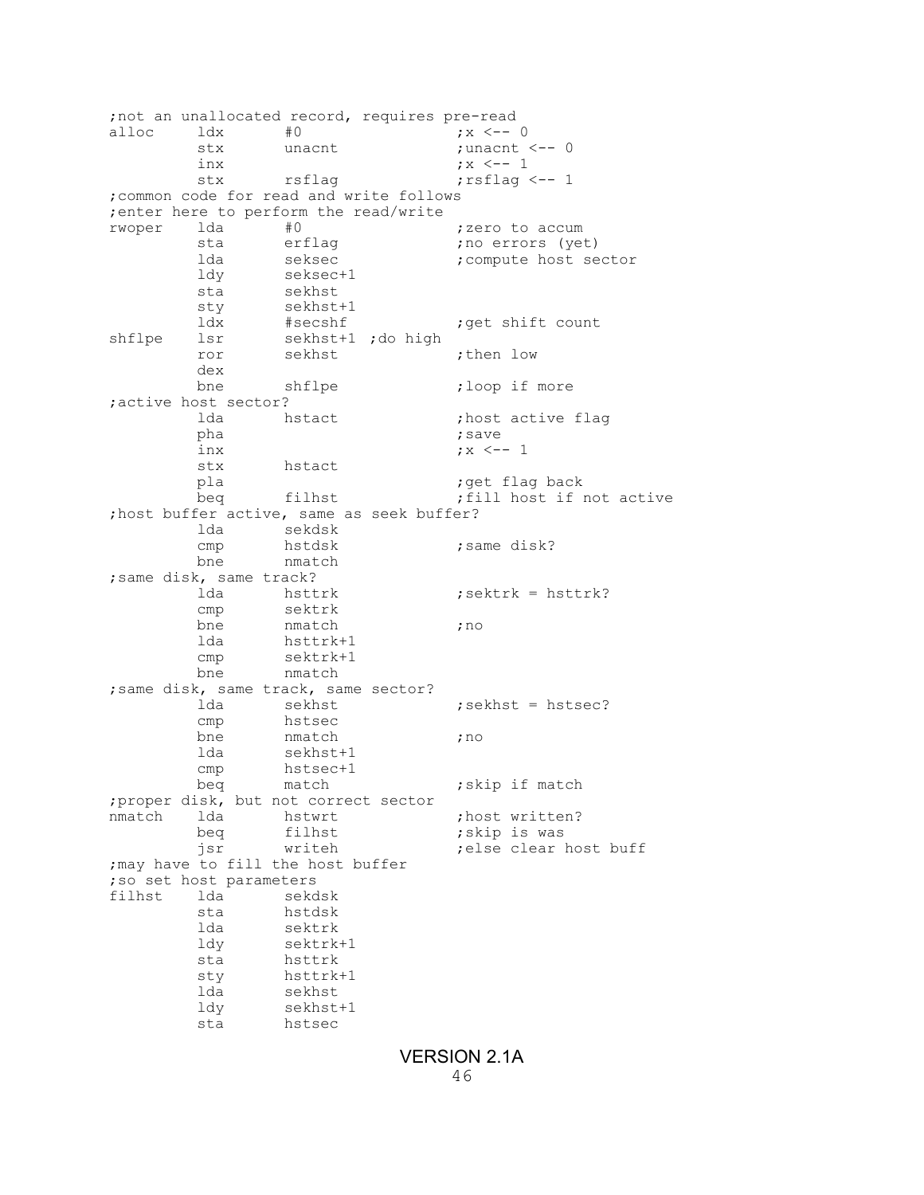```
;not an unallocated record, requires pre-read
alloc    ldx      #0                ;x <-- 0
         stx      unacnt            ;unacnt <-- 0
         inx                        ;x <-- 1
         stx      rsflag            ;rsflag <-- 1
;common code for read and write follows
;enter here to perform the read/write
rwoper   lda      #0                ;zero to accum
         sta      erflag            ;no errors (yet)
         lda      seksec            ;compute host sector
         ldy      seksec+1
         sta      sekhst
         sty      sekhst+1
         ldx      #secshf           ;get shift count
shflpe   lsr      sekhst+1 ;do high
         ror      sekhst            ;then low
         dex
         bne      shflpe            ;loop if more
;active host sector?
         lda      hstact            ;host active flag
         pha                        ;save
         inx                        ;x <-- 1
         stx      hstact
         pla                        ;get flag back
         beq      filhst            ;fill host if not active
;host buffer active, same as seek buffer?
         lda      sekdsk
         cmp      hstdsk            ;same disk?
         bne      nmatch
;same disk, same track?
         lda      hsttrk            ;sektrk = hsttrk?
         cmp      sektrk
         bne      nmatch            ;no
         lda      hsttrk+1
         cmp      sektrk+1
         bne      nmatch
;same disk, same track, same sector?
         lda      sekhst            ;sekhst = hstsec?
         cmp      hstsec
         bne      nmatch            ;no
         lda      sekhst+1
         cmp      hstsec+1
         beq      match             ;skip if match
;proper disk, but not correct sector
nmatch   lda      hstwrt            ;host written?
         beq      filhst            ;skip is was
         jsr      writeh            ;else clear host buff
;may have to fill the host buffer
;so set host parameters
filhst   lda      sekdsk
         sta      hstdsk
         lda      sektrk
         ldy      sektrk+1
         sta      hsttrk
         sty      hsttrk+1
         lda      sekhst
         ldy      sekhst+1
         sta      hstsec
```

VERSION 2.1A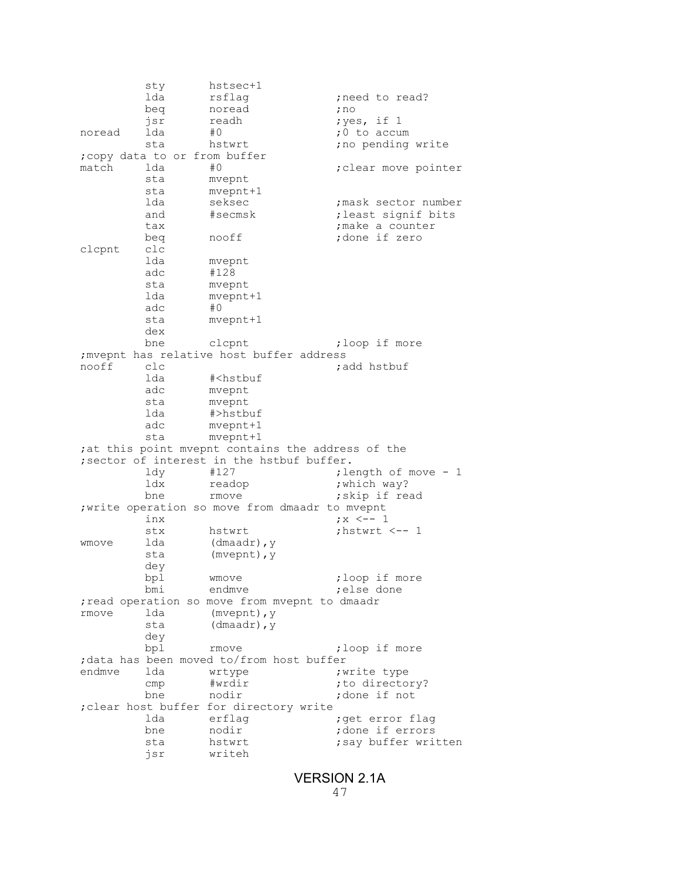```
         sty      hstsec+1
         lda      rsflag             ;need to read?
         beq      noread             ;no
         jsr      readh              ;yes, if 1
noread   lda      #0                 ;0 to accum
         sta      hstwrt             ;no pending write
;copy data to or from buffer
match    lda      #0                 ;clear move pointer
         sta      mvepnt
         sta      mvepnt+1
         lda      seksec             ;mask sector number
         and      #secmsk            ;least signif bits
         tax                         ;make a counter
         beq      nooff              ;done if zero
clcpnt   clc
         lda      mvepnt
         adc      #128
         sta      mvepnt
         lda      mvepnt+1
         adc      #0
         sta      mvepnt+1
         dex
         bne      clcpnt             ;loop if more
;mvepnt has relative host buffer address
nooff    clc                         ;add hstbuf
         lda      #<hstbuf
         adc      mvepnt
         sta      mvepnt
         lda      #>hstbuf
         adc      mvepnt+1
         sta      mvepnt+1
;at this point mvepnt contains the address of the
;sector of interest in the hstbuf buffer.
         ldy      #127               ;length of move - 1
         ldx      readop             ;which way?
         bne      rmove              ;skip if read
;write operation so move from dmaadr to mvepnt
         inx                         ;x <-- 1
         stx      hstwrt             ;hstwrt <-- 1
wmove    lda      (dmaadr),y
         sta      (mvepnt),y
         dey
         bpl      wmove              ;loop if more
         bmi      endmve             ;else done
;read operation so move from mvepnt to dmaadr
rmove    lda      (mvepnt),y
         sta      (dmaadr),y
         dey
         bpl      rmove              ;loop if more
;data has been moved to/from host buffer
endmve   lda      wrtype             ;write type
         cmp      #wrdir             ;to directory?
         bne      nodir              ;done if not
;clear host buffer for directory write
         lda      erflag             ;get error flag
         bne      nodir              ;done if errors
         sta      hstwrt             ;say buffer written
         jsr      writeh
```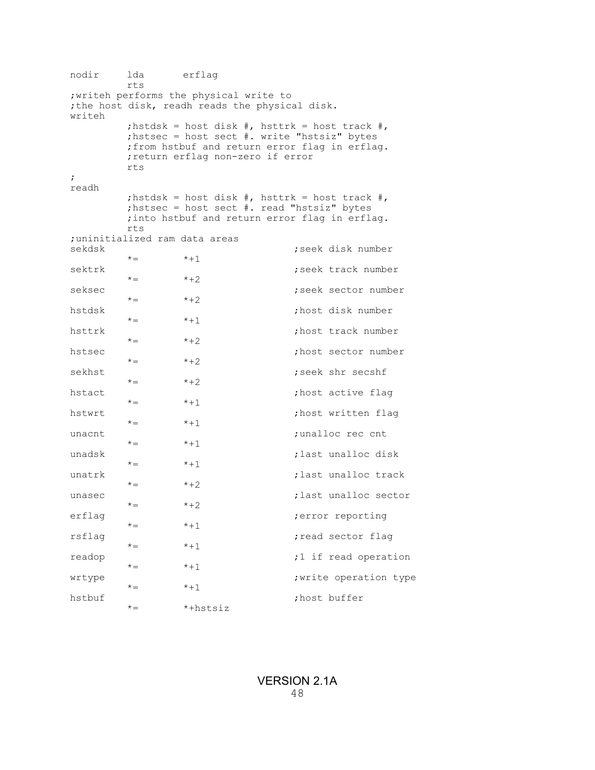```
nodir     lda       erflag
          rts
;writeh performs the physical write to
;the host disk, readh reads the physical disk.
writeh
          ;hstdsk = host disk #, hsttrk = host track #,
          ;hstsec = host sect #. write "hstsiz" bytes
          ;from hstbuf and return error flag in erflag.
          ;return erflag non-zero if error
          rts
;
readh
          ;hstdsk = host disk #, hsttrk = host track #,
          ;hstsec = host sect #. read "hstsiz" bytes
          ;into hstbuf and return error flag in erflag.
          rts
;uninitialized ram data areas
sekdsk                                      ;seek disk number
          *=        *+1
sektrk                                      ;seek track number
          *=        *+2
seksec                                      ;seek sector number
          *=        *+2
hstdsk                                      ;host disk number
          *=        *+1
hsttrk                                      ;host track number
          *=        *+2
hstsec                                      ;host sector number
          *=        *+2
sekhst                                      ;seek shr secshf
          *=        *+2
hstact                                      ;host active flag
          *=        *+1
hstwrt                                      ;host written flag
          *=        *+1
unacnt                                      ;unalloc rec cnt
          *=        *+1
unadsk                                      ;last unalloc disk
          *=        *+1
unatrk                                      ;last unalloc track
          *=        *+2
unasec                                      ;last unalloc sector
          *=        *+2
erflag                                      ;error reporting
          *=        *+1
rsflag                                      ;read sector flag
          *=        *+1
readop                                      ;1 if read operation
          *=        *+1
wrtype                                      ;write operation type
          *=        *+1
hstbuf                                      ;host buffer
          *=        *+hstsiz
```

VERSION 2.1A